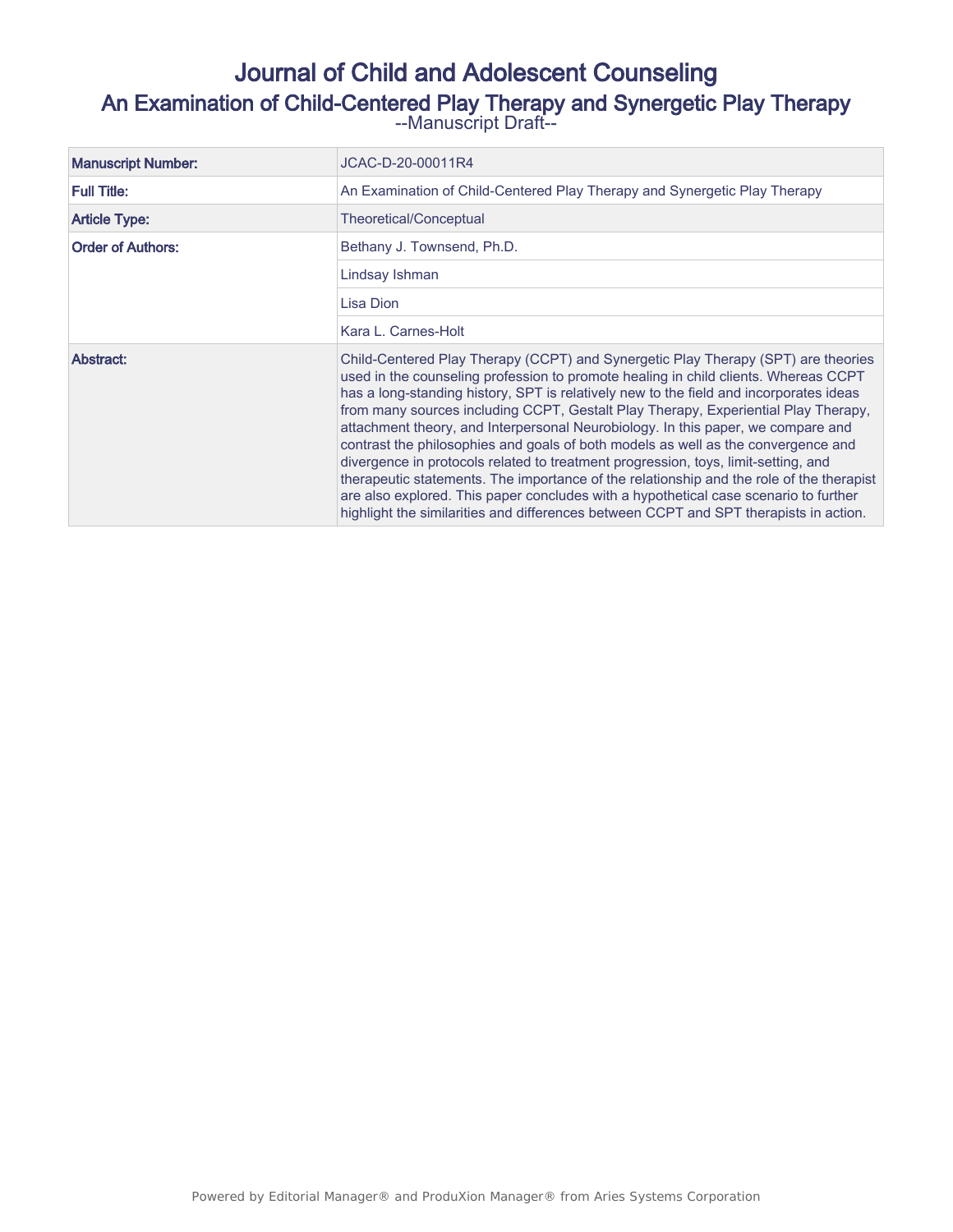# Journal of Child and Adolescent Counseling

## An Examination of Child-Centered Play Therapy and Synergetic Play Therapy

--Manuscript Draft--

| | |
|---|---|
| **Manuscript Number:** | JCAC-D-20-00011R4 |
| **Full Title:** | An Examination of Child-Centered Play Therapy and Synergetic Play Therapy |
| **Article Type:** | Theoretical/Conceptual |
| **Order of Authors:** | Bethany J. Townsend, Ph.D. |
| | Lindsay Ishman |
| | Lisa Dion |
| | Kara L. Carnes-Holt |
| **Abstract:** | Child-Centered Play Therapy (CCPT) and Synergetic Play Therapy (SPT) are theories used in the counseling profession to promote healing in child clients. Whereas CCPT has a long-standing history, SPT is relatively new to the field and incorporates ideas from many sources including CCPT, Gestalt Play Therapy, Experiential Play Therapy, attachment theory, and Interpersonal Neurobiology. In this paper, we compare and contrast the philosophies and goals of both models as well as the convergence and divergence in protocols related to treatment progression, toys, limit-setting, and therapeutic statements. The importance of the relationship and the role of the therapist are also explored. This paper concludes with a hypothetical case scenario to further highlight the similarities and differences between CCPT and SPT therapists in action. |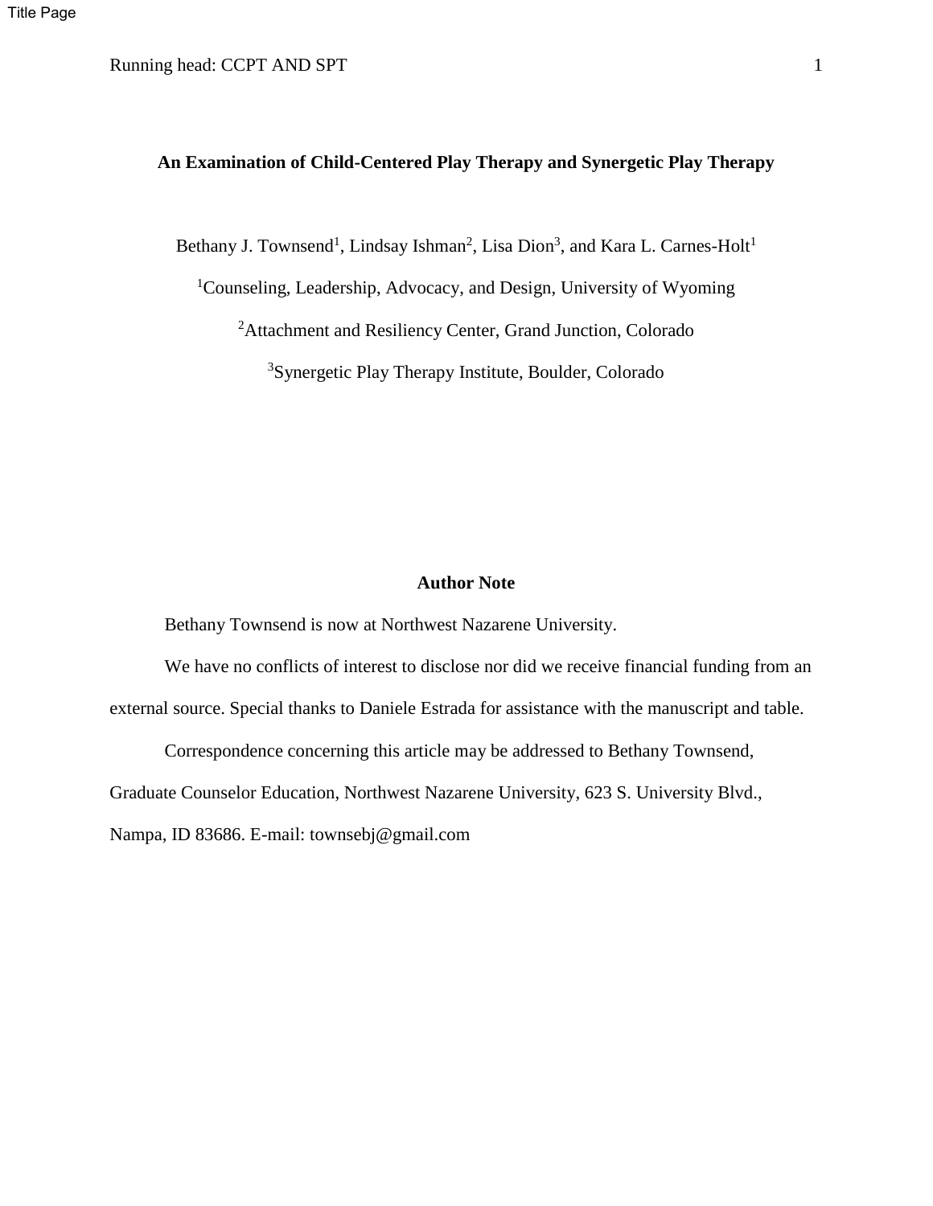# An Examination of Child-Centered Play Therapy and Synergetic Play Therapy

Bethany J. Townsend[1], Lindsay Ishman[2], Lisa Dion[3], and Kara L. Carnes-Holt[1]

[1]Counseling, Leadership, Advocacy, and Design, University of Wyoming

[2]Attachment and Resiliency Center, Grand Junction, Colorado

[3]Synergetic Play Therapy Institute, Boulder, Colorado

## Author Note

Bethany Townsend is now at Northwest Nazarene University.

We have no conflicts of interest to disclose nor did we receive financial funding from an external source. Special thanks to Daniele Estrada for assistance with the manuscript and table.

Correspondence concerning this article may be addressed to Bethany Townsend, Graduate Counselor Education, Northwest Nazarene University, 623 S. University Blvd., Nampa, ID 83686. E-mail: townsebj@gmail.com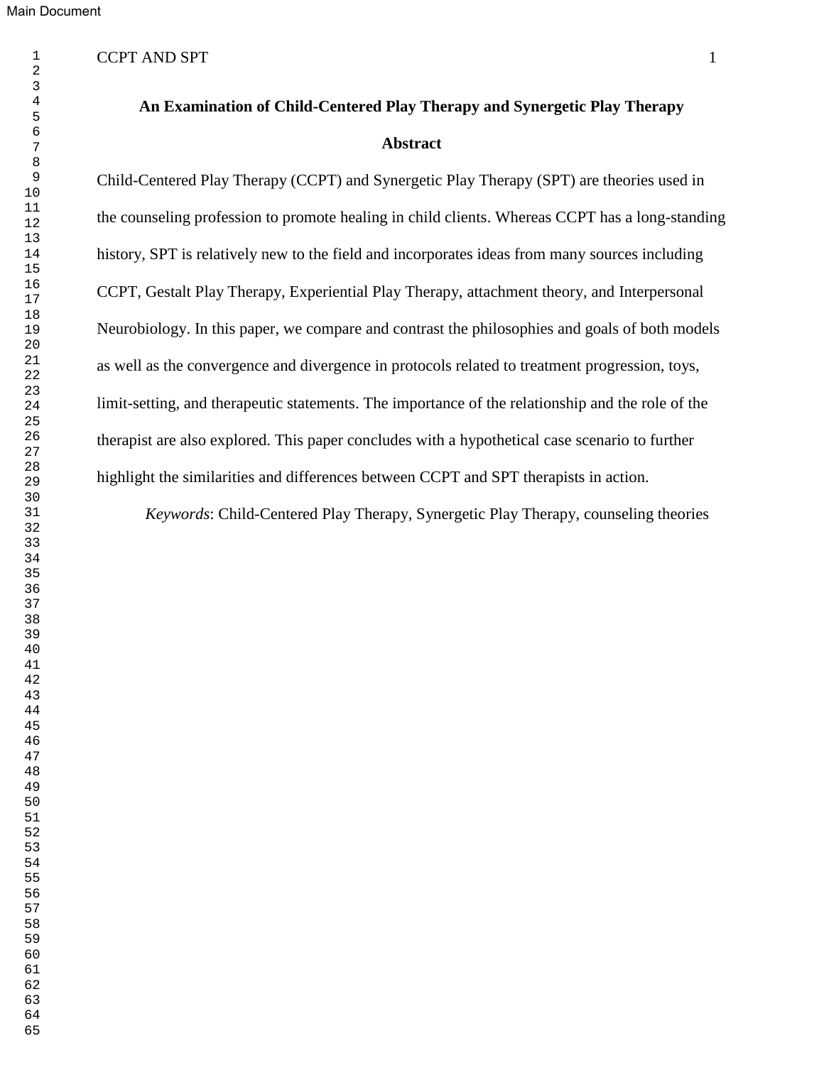# An Examination of Child-Centered Play Therapy and Synergetic Play Therapy

## Abstract

Child-Centered Play Therapy (CCPT) and Synergetic Play Therapy (SPT) are theories used in the counseling profession to promote healing in child clients. Whereas CCPT has a long-standing history, SPT is relatively new to the field and incorporates ideas from many sources including CCPT, Gestalt Play Therapy, Experiential Play Therapy, attachment theory, and Interpersonal Neurobiology. In this paper, we compare and contrast the philosophies and goals of both models as well as the convergence and divergence in protocols related to treatment progression, toys, limit-setting, and therapeutic statements. The importance of the relationship and the role of the therapist are also explored. This paper concludes with a hypothetical case scenario to further highlight the similarities and differences between CCPT and SPT therapists in action.

*Keywords*: Child-Centered Play Therapy, Synergetic Play Therapy, counseling theories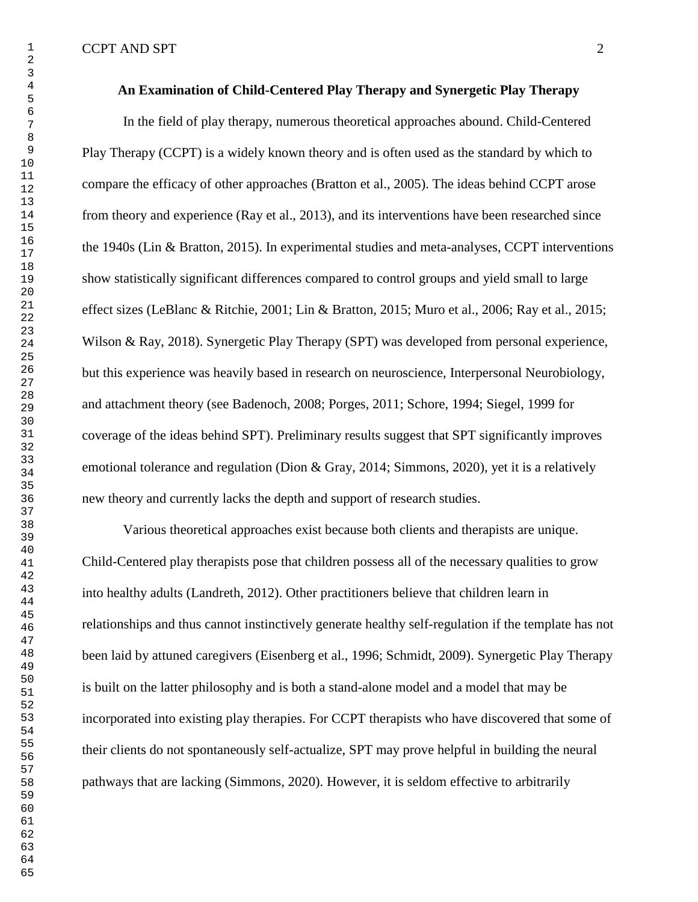## An Examination of Child-Centered Play Therapy and Synergetic Play Therapy

In the field of play therapy, numerous theoretical approaches abound. Child-Centered Play Therapy (CCPT) is a widely known theory and is often used as the standard by which to compare the efficacy of other approaches (Bratton et al., 2005). The ideas behind CCPT arose from theory and experience (Ray et al., 2013), and its interventions have been researched since the 1940s (Lin & Bratton, 2015). In experimental studies and meta-analyses, CCPT interventions show statistically significant differences compared to control groups and yield small to large effect sizes (LeBlanc & Ritchie, 2001; Lin & Bratton, 2015; Muro et al., 2006; Ray et al., 2015; Wilson & Ray, 2018). Synergetic Play Therapy (SPT) was developed from personal experience, but this experience was heavily based in research on neuroscience, Interpersonal Neurobiology, and attachment theory (see Badenoch, 2008; Porges, 2011; Schore, 1994; Siegel, 1999 for coverage of the ideas behind SPT). Preliminary results suggest that SPT significantly improves emotional tolerance and regulation (Dion & Gray, 2014; Simmons, 2020), yet it is a relatively new theory and currently lacks the depth and support of research studies.

Various theoretical approaches exist because both clients and therapists are unique. Child-Centered play therapists pose that children possess all of the necessary qualities to grow into healthy adults (Landreth, 2012). Other practitioners believe that children learn in relationships and thus cannot instinctively generate healthy self-regulation if the template has not been laid by attuned caregivers (Eisenberg et al., 1996; Schmidt, 2009). Synergetic Play Therapy is built on the latter philosophy and is both a stand-alone model and a model that may be incorporated into existing play therapies. For CCPT therapists who have discovered that some of their clients do not spontaneously self-actualize, SPT may prove helpful in building the neural pathways that are lacking (Simmons, 2020). However, it is seldom effective to arbitrarily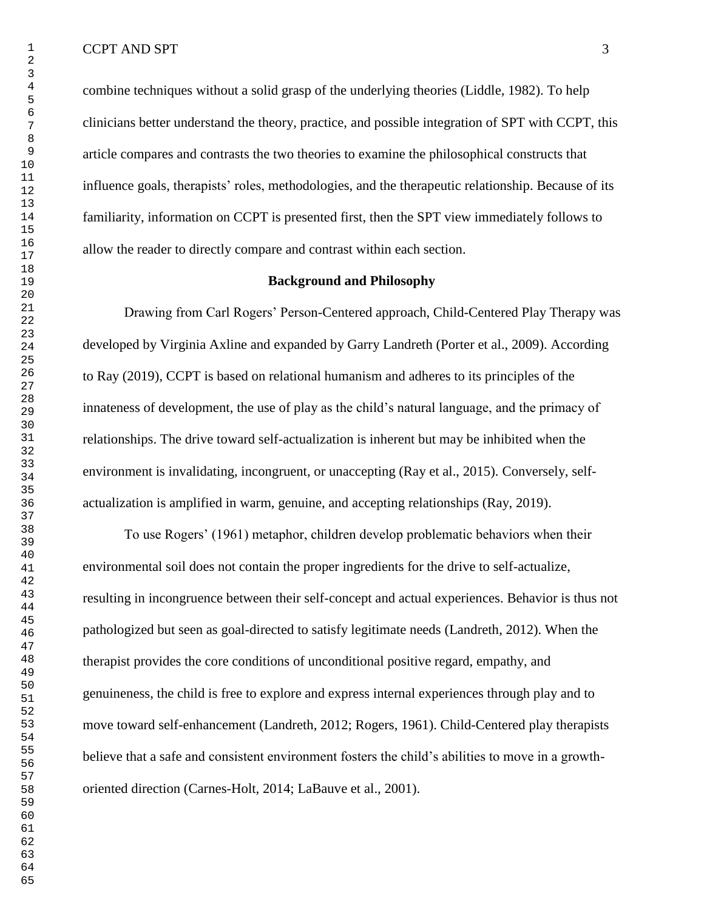combine techniques without a solid grasp of the underlying theories (Liddle, 1982). To help clinicians better understand the theory, practice, and possible integration of SPT with CCPT, this article compares and contrasts the two theories to examine the philosophical constructs that influence goals, therapists' roles, methodologies, and the therapeutic relationship. Because of its familiarity, information on CCPT is presented first, then the SPT view immediately follows to allow the reader to directly compare and contrast within each section.

## Background and Philosophy

Drawing from Carl Rogers' Person-Centered approach, Child-Centered Play Therapy was developed by Virginia Axline and expanded by Garry Landreth (Porter et al., 2009). According to Ray (2019), CCPT is based on relational humanism and adheres to its principles of the innateness of development, the use of play as the child's natural language, and the primacy of relationships. The drive toward self-actualization is inherent but may be inhibited when the environment is invalidating, incongruent, or unaccepting (Ray et al., 2015). Conversely, self-actualization is amplified in warm, genuine, and accepting relationships (Ray, 2019).

To use Rogers' (1961) metaphor, children develop problematic behaviors when their environmental soil does not contain the proper ingredients for the drive to self-actualize, resulting in incongruence between their self-concept and actual experiences. Behavior is thus not pathologized but seen as goal-directed to satisfy legitimate needs (Landreth, 2012). When the therapist provides the core conditions of unconditional positive regard, empathy, and genuineness, the child is free to explore and express internal experiences through play and to move toward self-enhancement (Landreth, 2012; Rogers, 1961). Child-Centered play therapists believe that a safe and consistent environment fosters the child's abilities to move in a growth-oriented direction (Carnes-Holt, 2014; LaBauve et al., 2001).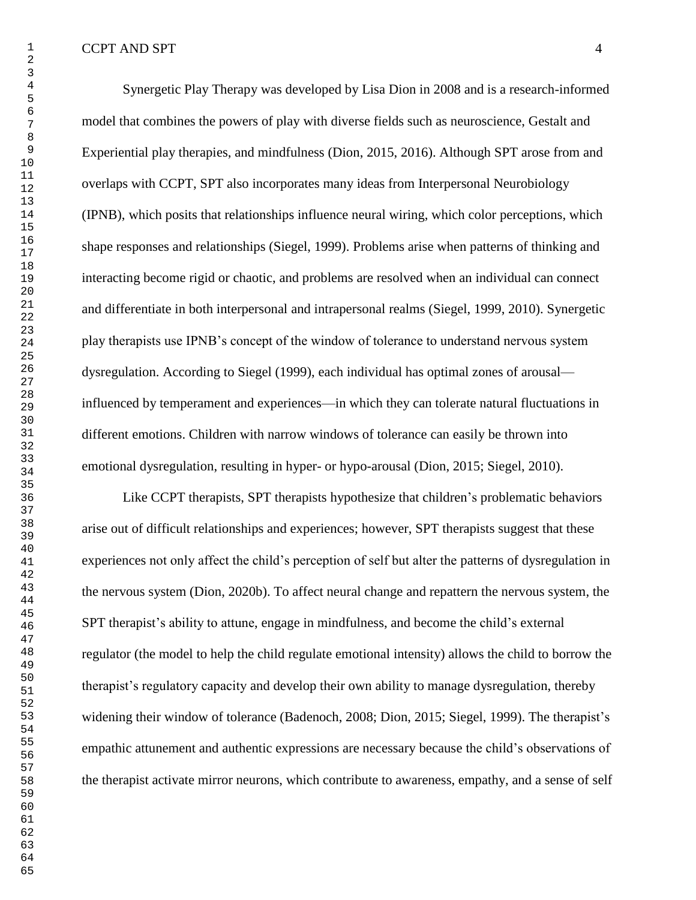Synergetic Play Therapy was developed by Lisa Dion in 2008 and is a research-informed model that combines the powers of play with diverse fields such as neuroscience, Gestalt and Experiential play therapies, and mindfulness (Dion, 2015, 2016). Although SPT arose from and overlaps with CCPT, SPT also incorporates many ideas from Interpersonal Neurobiology (IPNB), which posits that relationships influence neural wiring, which color perceptions, which shape responses and relationships (Siegel, 1999). Problems arise when patterns of thinking and interacting become rigid or chaotic, and problems are resolved when an individual can connect and differentiate in both interpersonal and intrapersonal realms (Siegel, 1999, 2010). Synergetic play therapists use IPNB's concept of the window of tolerance to understand nervous system dysregulation. According to Siegel (1999), each individual has optimal zones of arousal—influenced by temperament and experiences—in which they can tolerate natural fluctuations in different emotions. Children with narrow windows of tolerance can easily be thrown into emotional dysregulation, resulting in hyper- or hypo-arousal (Dion, 2015; Siegel, 2010).

Like CCPT therapists, SPT therapists hypothesize that children's problematic behaviors arise out of difficult relationships and experiences; however, SPT therapists suggest that these experiences not only affect the child's perception of self but alter the patterns of dysregulation in the nervous system (Dion, 2020b). To affect neural change and repattern the nervous system, the SPT therapist's ability to attune, engage in mindfulness, and become the child's external regulator (the model to help the child regulate emotional intensity) allows the child to borrow the therapist's regulatory capacity and develop their own ability to manage dysregulation, thereby widening their window of tolerance (Badenoch, 2008; Dion, 2015; Siegel, 1999). The therapist's empathic attunement and authentic expressions are necessary because the child's observations of the therapist activate mirror neurons, which contribute to awareness, empathy, and a sense of self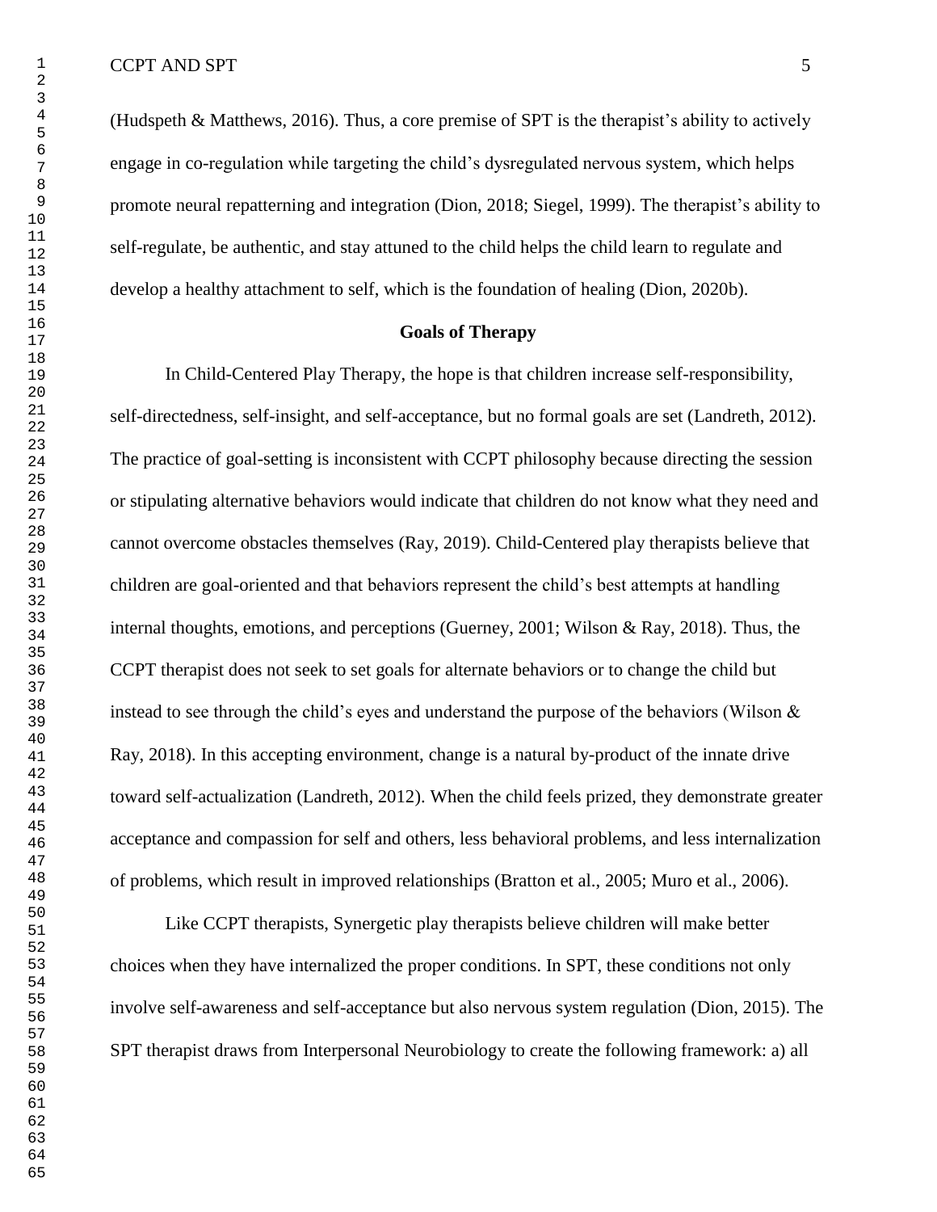(Hudspeth & Matthews, 2016). Thus, a core premise of SPT is the therapist's ability to actively engage in co-regulation while targeting the child's dysregulated nervous system, which helps promote neural repatterning and integration (Dion, 2018; Siegel, 1999). The therapist's ability to self-regulate, be authentic, and stay attuned to the child helps the child learn to regulate and develop a healthy attachment to self, which is the foundation of healing (Dion, 2020b).

## Goals of Therapy

In Child-Centered Play Therapy, the hope is that children increase self-responsibility, self-directedness, self-insight, and self-acceptance, but no formal goals are set (Landreth, 2012). The practice of goal-setting is inconsistent with CCPT philosophy because directing the session or stipulating alternative behaviors would indicate that children do not know what they need and cannot overcome obstacles themselves (Ray, 2019). Child-Centered play therapists believe that children are goal-oriented and that behaviors represent the child's best attempts at handling internal thoughts, emotions, and perceptions (Guerney, 2001; Wilson & Ray, 2018). Thus, the CCPT therapist does not seek to set goals for alternate behaviors or to change the child but instead to see through the child's eyes and understand the purpose of the behaviors (Wilson & Ray, 2018). In this accepting environment, change is a natural by-product of the innate drive toward self-actualization (Landreth, 2012). When the child feels prized, they demonstrate greater acceptance and compassion for self and others, less behavioral problems, and less internalization of problems, which result in improved relationships (Bratton et al., 2005; Muro et al., 2006).

Like CCPT therapists, Synergetic play therapists believe children will make better choices when they have internalized the proper conditions. In SPT, these conditions not only involve self-awareness and self-acceptance but also nervous system regulation (Dion, 2015). The SPT therapist draws from Interpersonal Neurobiology to create the following framework: a) all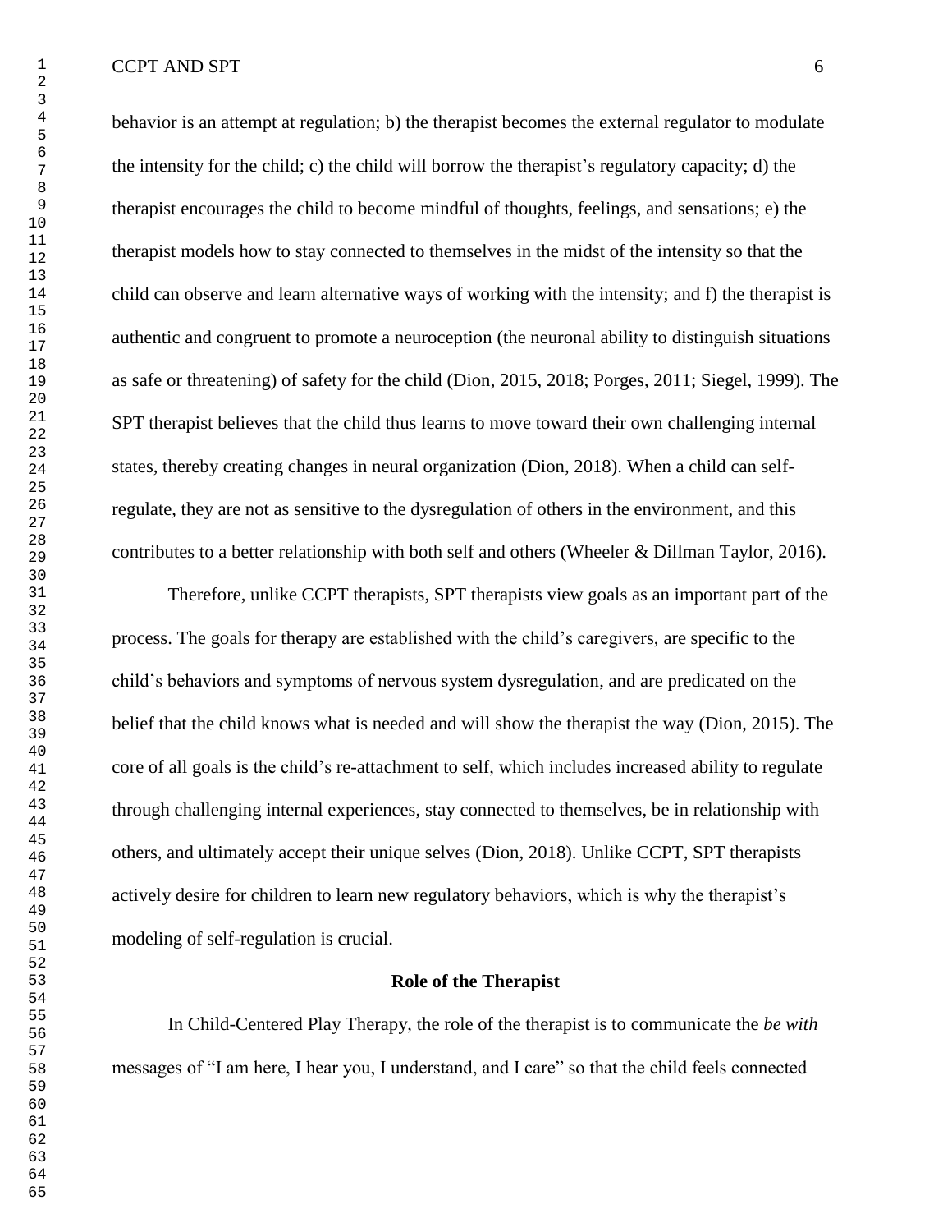behavior is an attempt at regulation; b) the therapist becomes the external regulator to modulate the intensity for the child; c) the child will borrow the therapist's regulatory capacity; d) the therapist encourages the child to become mindful of thoughts, feelings, and sensations; e) the therapist models how to stay connected to themselves in the midst of the intensity so that the child can observe and learn alternative ways of working with the intensity; and f) the therapist is authentic and congruent to promote a neuroception (the neuronal ability to distinguish situations as safe or threatening) of safety for the child (Dion, 2015, 2018; Porges, 2011; Siegel, 1999). The SPT therapist believes that the child thus learns to move toward their own challenging internal states, thereby creating changes in neural organization (Dion, 2018). When a child can self-regulate, they are not as sensitive to the dysregulation of others in the environment, and this contributes to a better relationship with both self and others (Wheeler & Dillman Taylor, 2016).

Therefore, unlike CCPT therapists, SPT therapists view goals as an important part of the process. The goals for therapy are established with the child's caregivers, are specific to the child's behaviors and symptoms of nervous system dysregulation, and are predicated on the belief that the child knows what is needed and will show the therapist the way (Dion, 2015). The core of all goals is the child's re-attachment to self, which includes increased ability to regulate through challenging internal experiences, stay connected to themselves, be in relationship with others, and ultimately accept their unique selves (Dion, 2018). Unlike CCPT, SPT therapists actively desire for children to learn new regulatory behaviors, which is why the therapist's modeling of self-regulation is crucial.

## Role of the Therapist

In Child-Centered Play Therapy, the role of the therapist is to communicate the *be with* messages of "I am here, I hear you, I understand, and I care" so that the child feels connected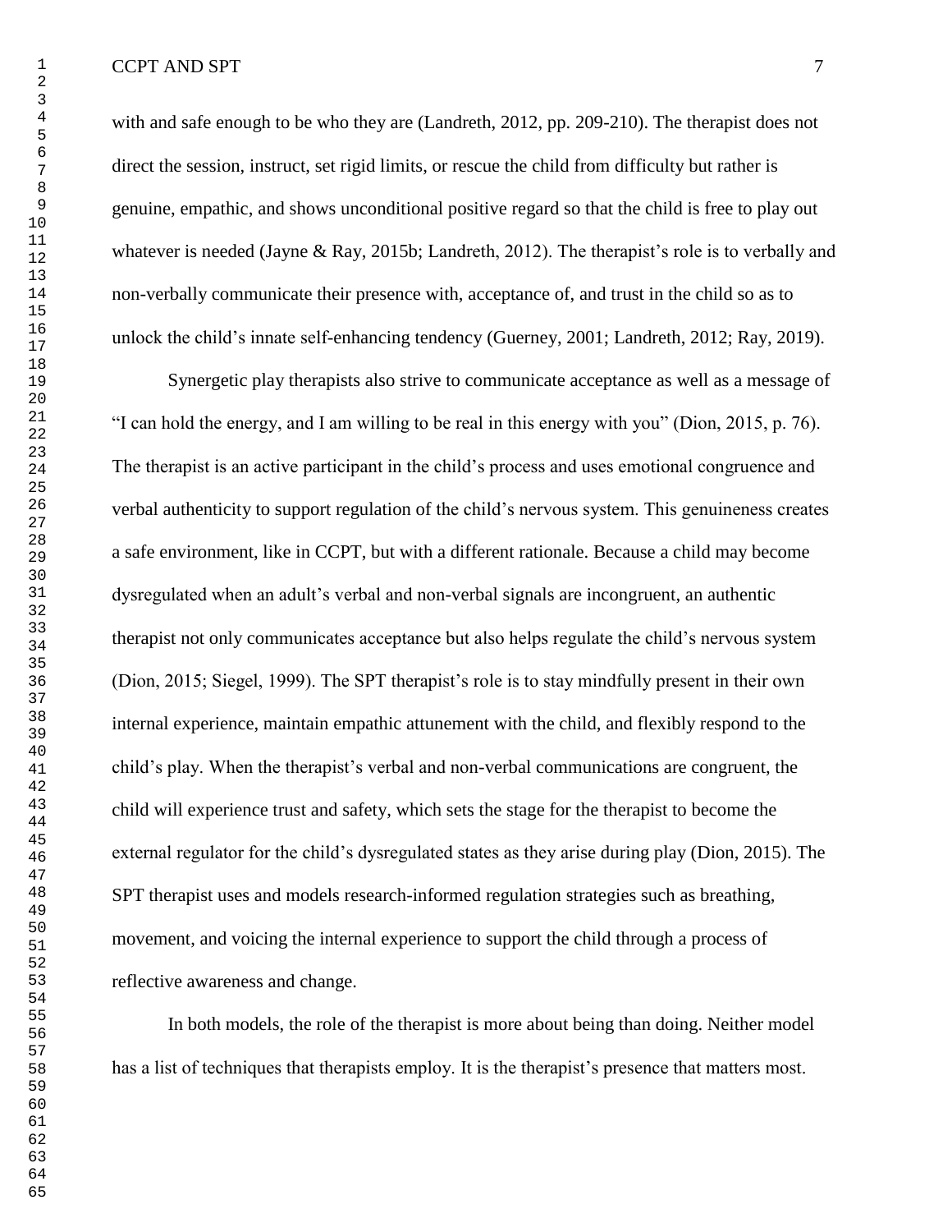with and safe enough to be who they are (Landreth, 2012, pp. 209-210). The therapist does not direct the session, instruct, set rigid limits, or rescue the child from difficulty but rather is genuine, empathic, and shows unconditional positive regard so that the child is free to play out whatever is needed (Jayne & Ray, 2015b; Landreth, 2012). The therapist's role is to verbally and non-verbally communicate their presence with, acceptance of, and trust in the child so as to unlock the child's innate self-enhancing tendency (Guerney, 2001; Landreth, 2012; Ray, 2019).

Synergetic play therapists also strive to communicate acceptance as well as a message of "I can hold the energy, and I am willing to be real in this energy with you" (Dion, 2015, p. 76). The therapist is an active participant in the child's process and uses emotional congruence and verbal authenticity to support regulation of the child's nervous system. This genuineness creates a safe environment, like in CCPT, but with a different rationale. Because a child may become dysregulated when an adult's verbal and non-verbal signals are incongruent, an authentic therapist not only communicates acceptance but also helps regulate the child's nervous system (Dion, 2015; Siegel, 1999). The SPT therapist's role is to stay mindfully present in their own internal experience, maintain empathic attunement with the child, and flexibly respond to the child's play. When the therapist's verbal and non-verbal communications are congruent, the child will experience trust and safety, which sets the stage for the therapist to become the external regulator for the child's dysregulated states as they arise during play (Dion, 2015). The SPT therapist uses and models research-informed regulation strategies such as breathing, movement, and voicing the internal experience to support the child through a process of reflective awareness and change.

In both models, the role of the therapist is more about being than doing. Neither model has a list of techniques that therapists employ. It is the therapist's presence that matters most.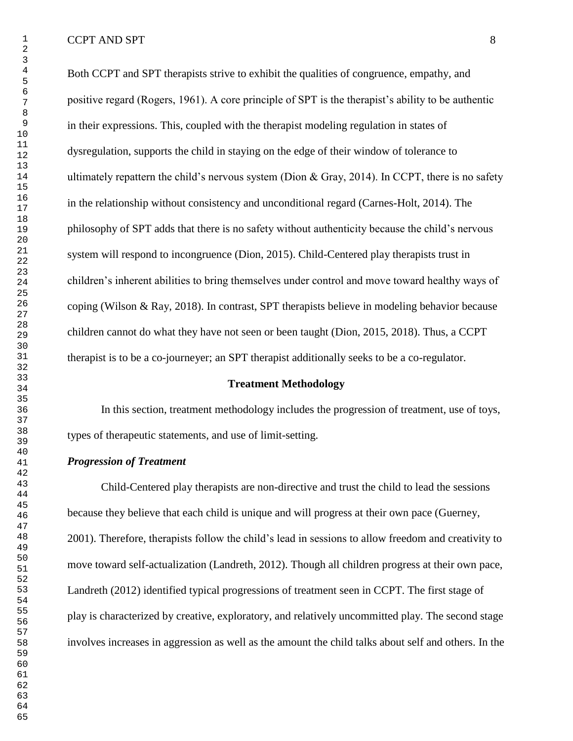Both CCPT and SPT therapists strive to exhibit the qualities of congruence, empathy, and positive regard (Rogers, 1961). A core principle of SPT is the therapist's ability to be authentic in their expressions. This, coupled with the therapist modeling regulation in states of dysregulation, supports the child in staying on the edge of their window of tolerance to ultimately repattern the child's nervous system (Dion & Gray, 2014). In CCPT, there is no safety in the relationship without consistency and unconditional regard (Carnes-Holt, 2014). The philosophy of SPT adds that there is no safety without authenticity because the child's nervous system will respond to incongruence (Dion, 2015). Child-Centered play therapists trust in children's inherent abilities to bring themselves under control and move toward healthy ways of coping (Wilson & Ray, 2018). In contrast, SPT therapists believe in modeling behavior because children cannot do what they have not seen or been taught (Dion, 2015, 2018). Thus, a CCPT therapist is to be a co-journeyer; an SPT therapist additionally seeks to be a co-regulator.

## Treatment Methodology

In this section, treatment methodology includes the progression of treatment, use of toys, types of therapeutic statements, and use of limit-setting.

### *Progression of Treatment*

Child-Centered play therapists are non-directive and trust the child to lead the sessions because they believe that each child is unique and will progress at their own pace (Guerney, 2001). Therefore, therapists follow the child's lead in sessions to allow freedom and creativity to move toward self-actualization (Landreth, 2012). Though all children progress at their own pace, Landreth (2012) identified typical progressions of treatment seen in CCPT. The first stage of play is characterized by creative, exploratory, and relatively uncommitted play. The second stage involves increases in aggression as well as the amount the child talks about self and others. In the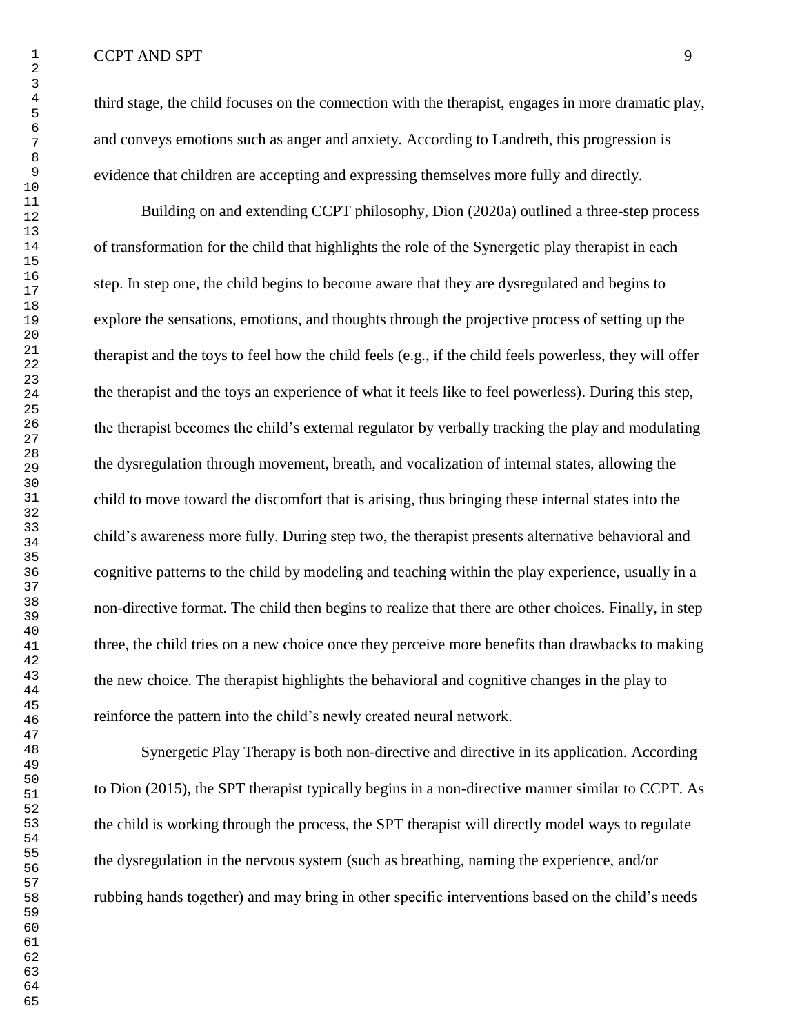third stage, the child focuses on the connection with the therapist, engages in more dramatic play, and conveys emotions such as anger and anxiety. According to Landreth, this progression is evidence that children are accepting and expressing themselves more fully and directly.

Building on and extending CCPT philosophy, Dion (2020a) outlined a three-step process of transformation for the child that highlights the role of the Synergetic play therapist in each step. In step one, the child begins to become aware that they are dysregulated and begins to explore the sensations, emotions, and thoughts through the projective process of setting up the therapist and the toys to feel how the child feels (e.g., if the child feels powerless, they will offer the therapist and the toys an experience of what it feels like to feel powerless). During this step, the therapist becomes the child's external regulator by verbally tracking the play and modulating the dysregulation through movement, breath, and vocalization of internal states, allowing the child to move toward the discomfort that is arising, thus bringing these internal states into the child's awareness more fully. During step two, the therapist presents alternative behavioral and cognitive patterns to the child by modeling and teaching within the play experience, usually in a non-directive format. The child then begins to realize that there are other choices. Finally, in step three, the child tries on a new choice once they perceive more benefits than drawbacks to making the new choice. The therapist highlights the behavioral and cognitive changes in the play to reinforce the pattern into the child's newly created neural network.

Synergetic Play Therapy is both non-directive and directive in its application. According to Dion (2015), the SPT therapist typically begins in a non-directive manner similar to CCPT. As the child is working through the process, the SPT therapist will directly model ways to regulate the dysregulation in the nervous system (such as breathing, naming the experience, and/or rubbing hands together) and may bring in other specific interventions based on the child's needs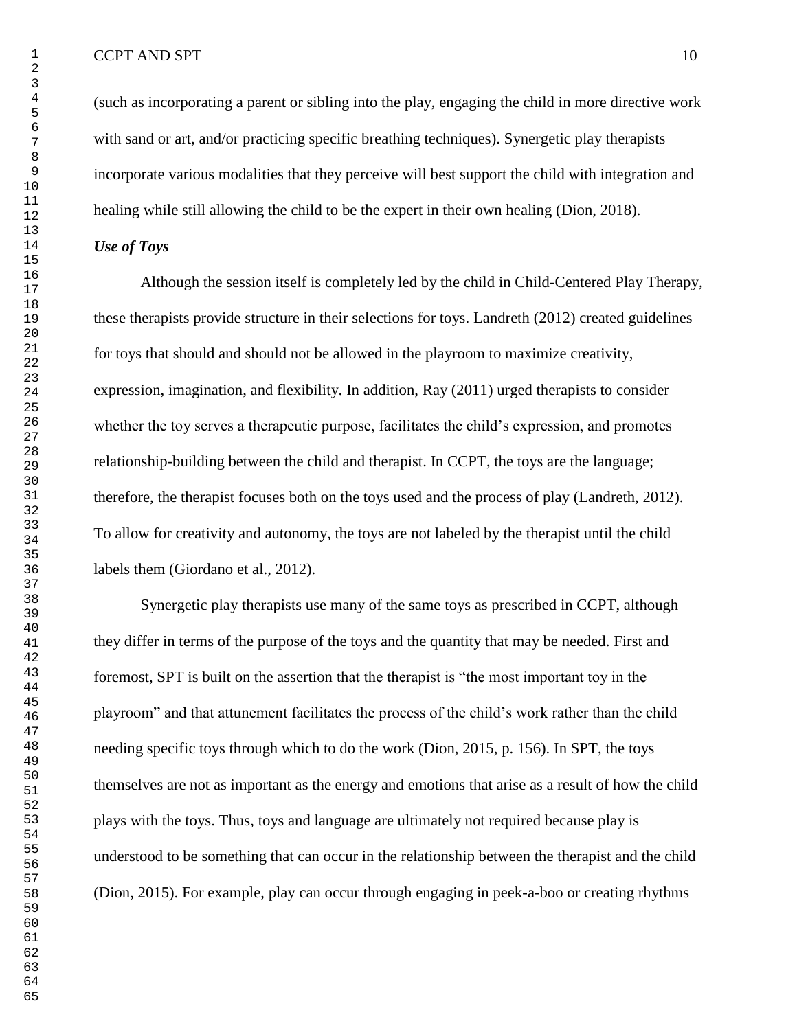(such as incorporating a parent or sibling into the play, engaging the child in more directive work with sand or art, and/or practicing specific breathing techniques). Synergetic play therapists incorporate various modalities that they perceive will best support the child with integration and healing while still allowing the child to be the expert in their own healing (Dion, 2018).

### *Use of Toys*

Although the session itself is completely led by the child in Child-Centered Play Therapy, these therapists provide structure in their selections for toys. Landreth (2012) created guidelines for toys that should and should not be allowed in the playroom to maximize creativity, expression, imagination, and flexibility. In addition, Ray (2011) urged therapists to consider whether the toy serves a therapeutic purpose, facilitates the child's expression, and promotes relationship-building between the child and therapist. In CCPT, the toys are the language; therefore, the therapist focuses both on the toys used and the process of play (Landreth, 2012). To allow for creativity and autonomy, the toys are not labeled by the therapist until the child labels them (Giordano et al., 2012).

Synergetic play therapists use many of the same toys as prescribed in CCPT, although they differ in terms of the purpose of the toys and the quantity that may be needed. First and foremost, SPT is built on the assertion that the therapist is "the most important toy in the playroom" and that attunement facilitates the process of the child's work rather than the child needing specific toys through which to do the work (Dion, 2015, p. 156). In SPT, the toys themselves are not as important as the energy and emotions that arise as a result of how the child plays with the toys. Thus, toys and language are ultimately not required because play is understood to be something that can occur in the relationship between the therapist and the child (Dion, 2015). For example, play can occur through engaging in peek-a-boo or creating rhythms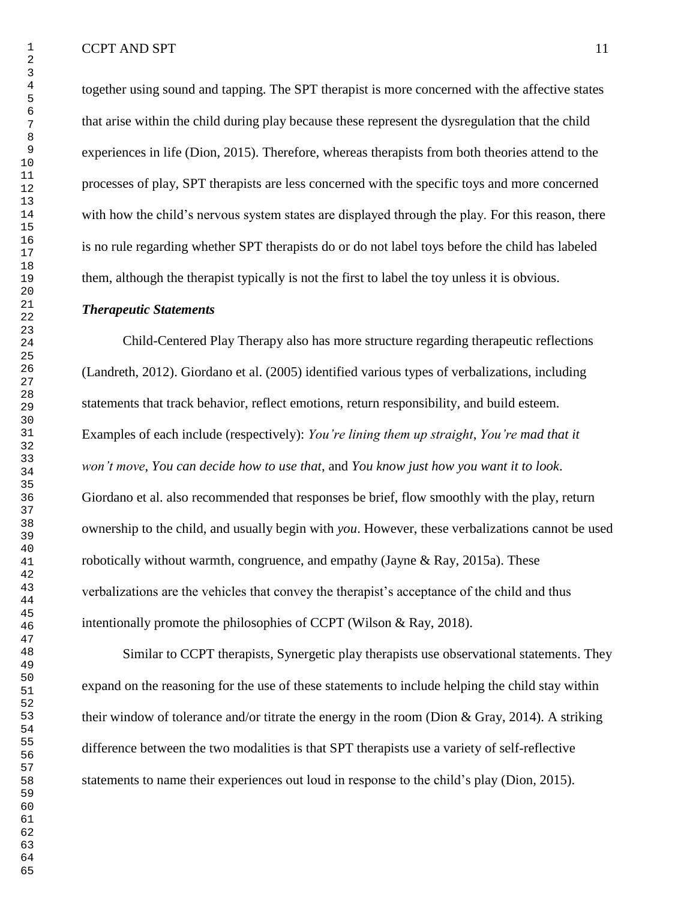together using sound and tapping. The SPT therapist is more concerned with the affective states that arise within the child during play because these represent the dysregulation that the child experiences in life (Dion, 2015). Therefore, whereas therapists from both theories attend to the processes of play, SPT therapists are less concerned with the specific toys and more concerned with how the child's nervous system states are displayed through the play. For this reason, there is no rule regarding whether SPT therapists do or do not label toys before the child has labeled them, although the therapist typically is not the first to label the toy unless it is obvious.

### *Therapeutic Statements*

Child-Centered Play Therapy also has more structure regarding therapeutic reflections (Landreth, 2012). Giordano et al. (2005) identified various types of verbalizations, including statements that track behavior, reflect emotions, return responsibility, and build esteem. Examples of each include (respectively): *You're lining them up straight*, *You're mad that it won't move*, *You can decide how to use that*, and *You know just how you want it to look*. Giordano et al. also recommended that responses be brief, flow smoothly with the play, return ownership to the child, and usually begin with *you*. However, these verbalizations cannot be used robotically without warmth, congruence, and empathy (Jayne & Ray, 2015a). These verbalizations are the vehicles that convey the therapist's acceptance of the child and thus intentionally promote the philosophies of CCPT (Wilson & Ray, 2018).

Similar to CCPT therapists, Synergetic play therapists use observational statements. They expand on the reasoning for the use of these statements to include helping the child stay within their window of tolerance and/or titrate the energy in the room (Dion & Gray, 2014). A striking difference between the two modalities is that SPT therapists use a variety of self-reflective statements to name their experiences out loud in response to the child's play (Dion, 2015).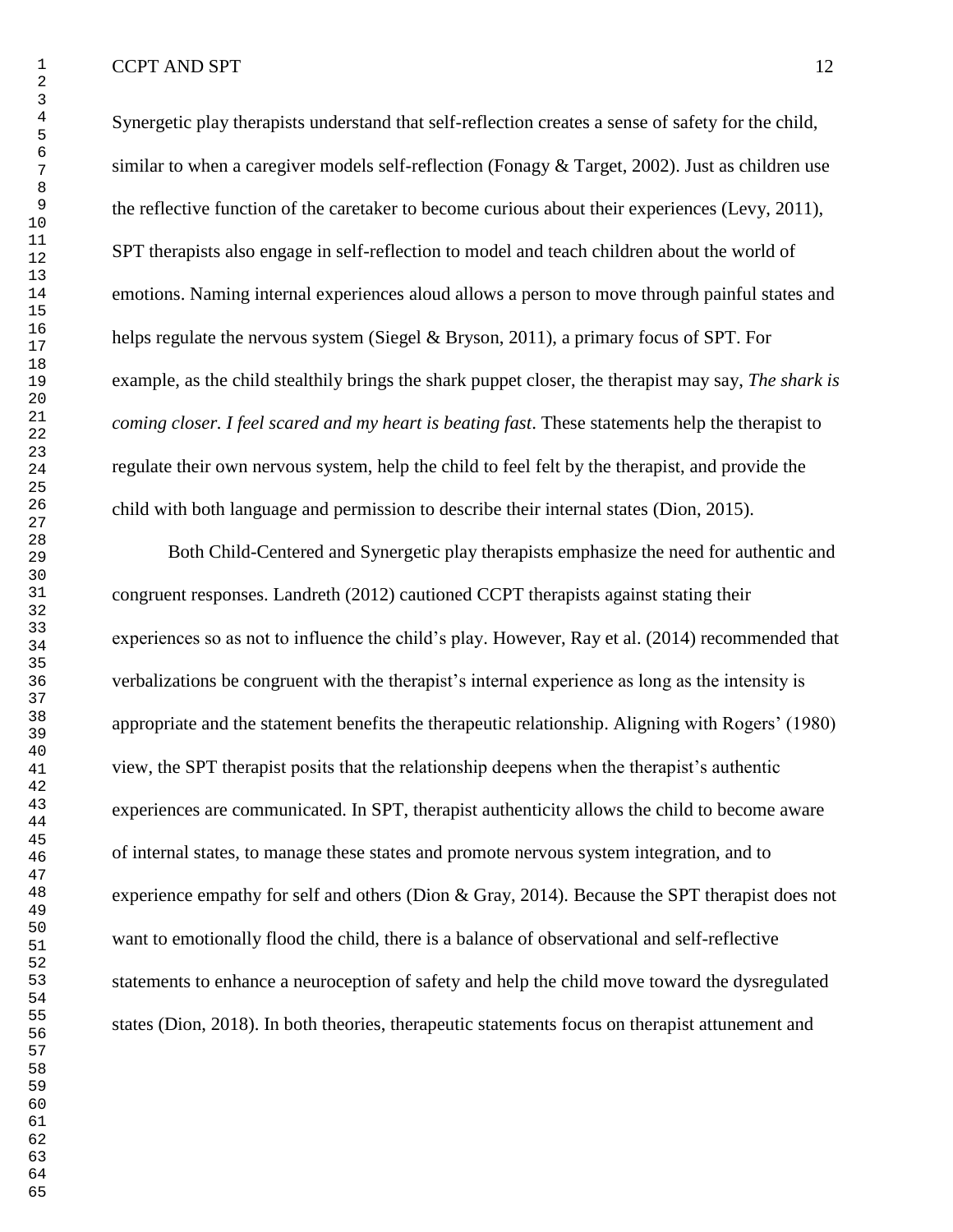Synergetic play therapists understand that self-reflection creates a sense of safety for the child, similar to when a caregiver models self-reflection (Fonagy & Target, 2002). Just as children use the reflective function of the caretaker to become curious about their experiences (Levy, 2011), SPT therapists also engage in self-reflection to model and teach children about the world of emotions. Naming internal experiences aloud allows a person to move through painful states and helps regulate the nervous system (Siegel & Bryson, 2011), a primary focus of SPT. For example, as the child stealthily brings the shark puppet closer, the therapist may say, *The shark is coming closer. I feel scared and my heart is beating fast*. These statements help the therapist to regulate their own nervous system, help the child to feel felt by the therapist, and provide the child with both language and permission to describe their internal states (Dion, 2015).

Both Child-Centered and Synergetic play therapists emphasize the need for authentic and congruent responses. Landreth (2012) cautioned CCPT therapists against stating their experiences so as not to influence the child's play. However, Ray et al. (2014) recommended that verbalizations be congruent with the therapist's internal experience as long as the intensity is appropriate and the statement benefits the therapeutic relationship. Aligning with Rogers' (1980) view, the SPT therapist posits that the relationship deepens when the therapist's authentic experiences are communicated. In SPT, therapist authenticity allows the child to become aware of internal states, to manage these states and promote nervous system integration, and to experience empathy for self and others (Dion & Gray, 2014). Because the SPT therapist does not want to emotionally flood the child, there is a balance of observational and self-reflective statements to enhance a neuroception of safety and help the child move toward the dysregulated states (Dion, 2018). In both theories, therapeutic statements focus on therapist attunement and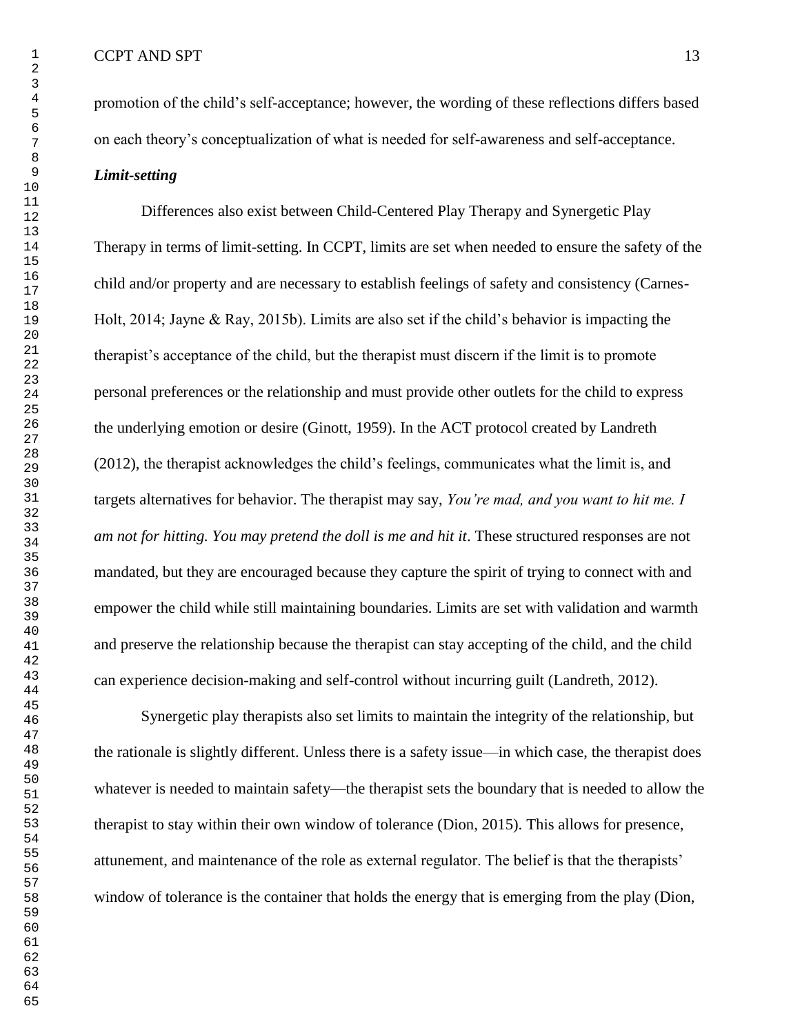promotion of the child's self-acceptance; however, the wording of these reflections differs based on each theory's conceptualization of what is needed for self-awareness and self-acceptance.

### *Limit-setting*

Differences also exist between Child-Centered Play Therapy and Synergetic Play Therapy in terms of limit-setting. In CCPT, limits are set when needed to ensure the safety of the child and/or property and are necessary to establish feelings of safety and consistency (Carnes-Holt, 2014; Jayne & Ray, 2015b). Limits are also set if the child's behavior is impacting the therapist's acceptance of the child, but the therapist must discern if the limit is to promote personal preferences or the relationship and must provide other outlets for the child to express the underlying emotion or desire (Ginott, 1959). In the ACT protocol created by Landreth (2012), the therapist acknowledges the child's feelings, communicates what the limit is, and targets alternatives for behavior. The therapist may say, *You're mad, and you want to hit me. I am not for hitting. You may pretend the doll is me and hit it*. These structured responses are not mandated, but they are encouraged because they capture the spirit of trying to connect with and empower the child while still maintaining boundaries. Limits are set with validation and warmth and preserve the relationship because the therapist can stay accepting of the child, and the child can experience decision-making and self-control without incurring guilt (Landreth, 2012).

Synergetic play therapists also set limits to maintain the integrity of the relationship, but the rationale is slightly different. Unless there is a safety issue—in which case, the therapist does whatever is needed to maintain safety—the therapist sets the boundary that is needed to allow the therapist to stay within their own window of tolerance (Dion, 2015). This allows for presence, attunement, and maintenance of the role as external regulator. The belief is that the therapists' window of tolerance is the container that holds the energy that is emerging from the play (Dion,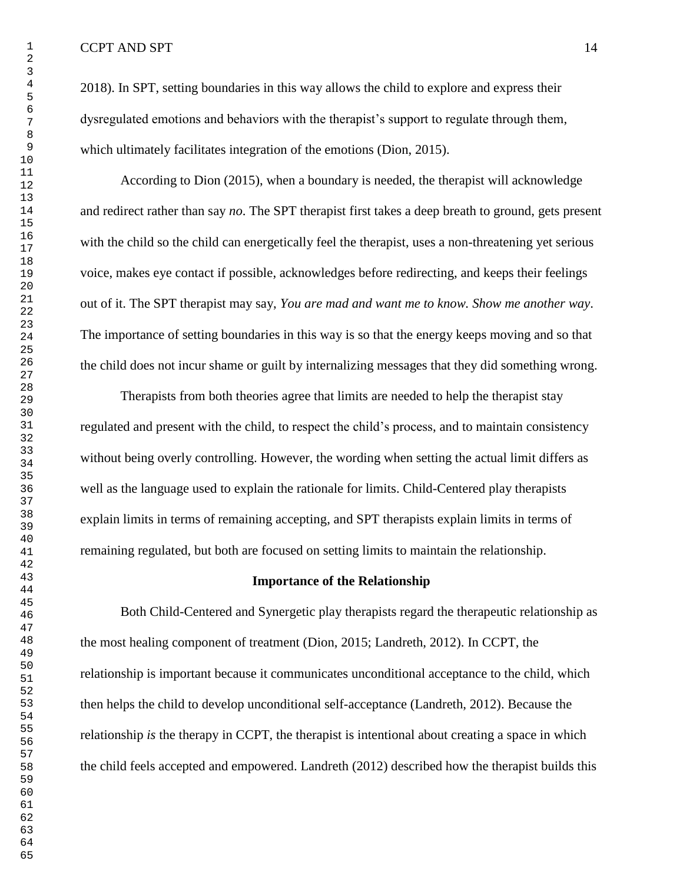2018). In SPT, setting boundaries in this way allows the child to explore and express their dysregulated emotions and behaviors with the therapist's support to regulate through them, which ultimately facilitates integration of the emotions (Dion, 2015).

According to Dion (2015), when a boundary is needed, the therapist will acknowledge and redirect rather than say *no*. The SPT therapist first takes a deep breath to ground, gets present with the child so the child can energetically feel the therapist, uses a non-threatening yet serious voice, makes eye contact if possible, acknowledges before redirecting, and keeps their feelings out of it. The SPT therapist may say, *You are mad and want me to know. Show me another way*. The importance of setting boundaries in this way is so that the energy keeps moving and so that the child does not incur shame or guilt by internalizing messages that they did something wrong.

Therapists from both theories agree that limits are needed to help the therapist stay regulated and present with the child, to respect the child's process, and to maintain consistency without being overly controlling. However, the wording when setting the actual limit differs as well as the language used to explain the rationale for limits. Child-Centered play therapists explain limits in terms of remaining accepting, and SPT therapists explain limits in terms of remaining regulated, but both are focused on setting limits to maintain the relationship.

## Importance of the Relationship

Both Child-Centered and Synergetic play therapists regard the therapeutic relationship as the most healing component of treatment (Dion, 2015; Landreth, 2012). In CCPT, the relationship is important because it communicates unconditional acceptance to the child, which then helps the child to develop unconditional self-acceptance (Landreth, 2012). Because the relationship *is* the therapy in CCPT, the therapist is intentional about creating a space in which the child feels accepted and empowered. Landreth (2012) described how the therapist builds this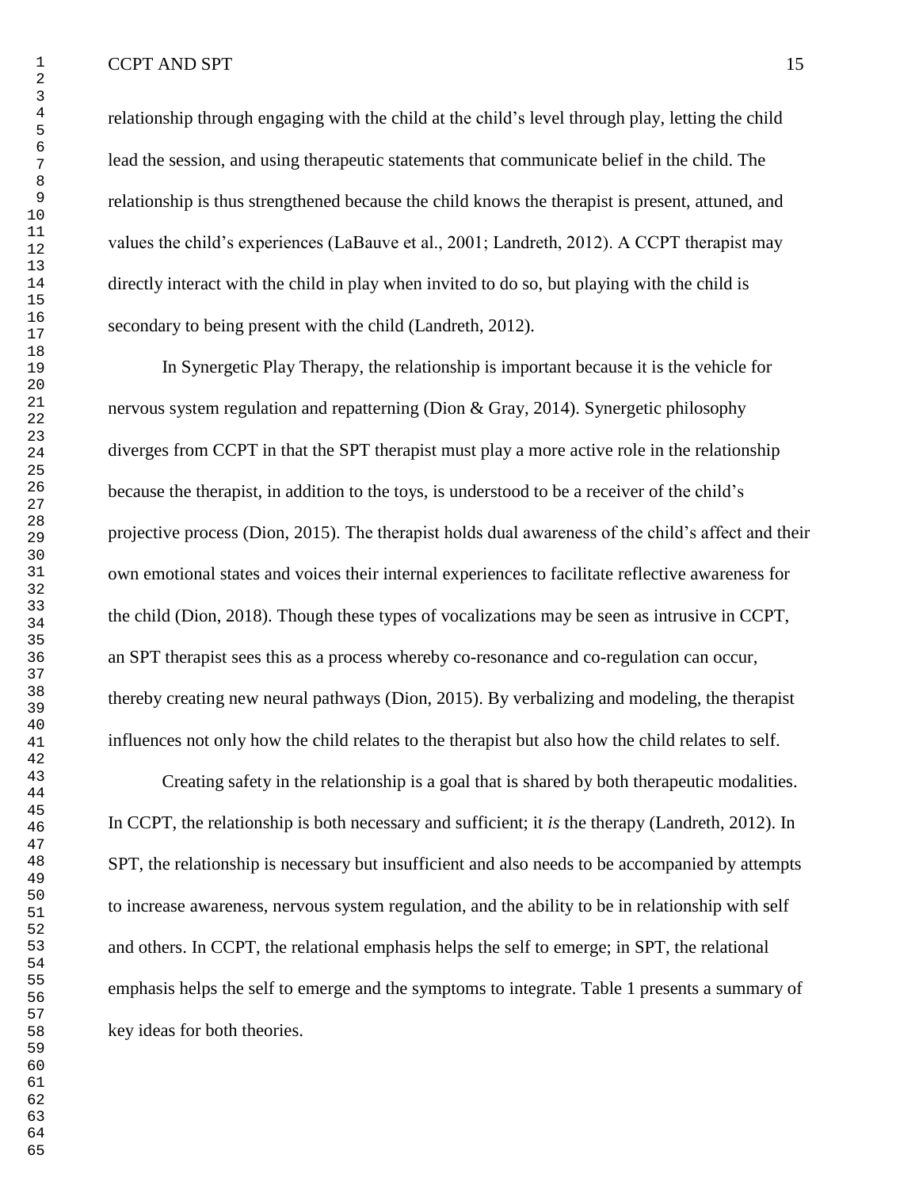relationship through engaging with the child at the child's level through play, letting the child lead the session, and using therapeutic statements that communicate belief in the child. The relationship is thus strengthened because the child knows the therapist is present, attuned, and values the child's experiences (LaBauve et al., 2001; Landreth, 2012). A CCPT therapist may directly interact with the child in play when invited to do so, but playing with the child is secondary to being present with the child (Landreth, 2012).

In Synergetic Play Therapy, the relationship is important because it is the vehicle for nervous system regulation and repatterning (Dion & Gray, 2014). Synergetic philosophy diverges from CCPT in that the SPT therapist must play a more active role in the relationship because the therapist, in addition to the toys, is understood to be a receiver of the child's projective process (Dion, 2015). The therapist holds dual awareness of the child's affect and their own emotional states and voices their internal experiences to facilitate reflective awareness for the child (Dion, 2018). Though these types of vocalizations may be seen as intrusive in CCPT, an SPT therapist sees this as a process whereby co-resonance and co-regulation can occur, thereby creating new neural pathways (Dion, 2015). By verbalizing and modeling, the therapist influences not only how the child relates to the therapist but also how the child relates to self.

Creating safety in the relationship is a goal that is shared by both therapeutic modalities. In CCPT, the relationship is both necessary and sufficient; it *is* the therapy (Landreth, 2012). In SPT, the relationship is necessary but insufficient and also needs to be accompanied by attempts to increase awareness, nervous system regulation, and the ability to be in relationship with self and others. In CCPT, the relational emphasis helps the self to emerge; in SPT, the relational emphasis helps the self to emerge and the symptoms to integrate. Table 1 presents a summary of key ideas for both theories.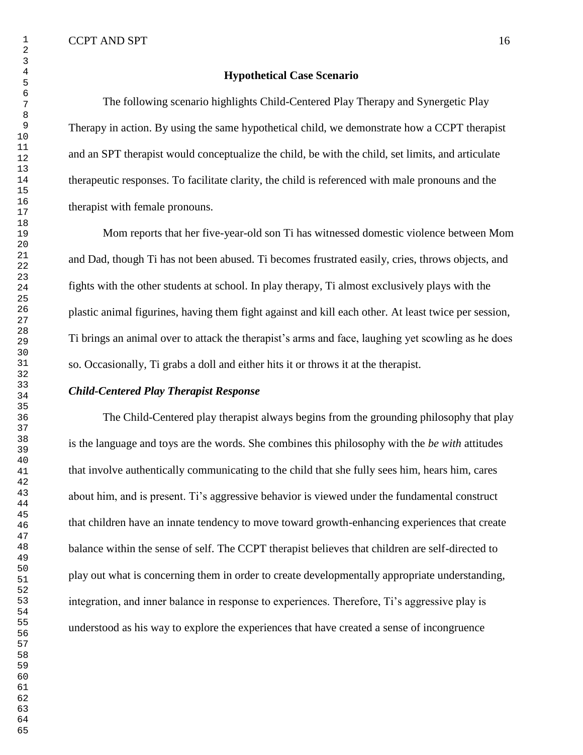**Hypothetical Case Scenario**

The following scenario highlights Child-Centered Play Therapy and Synergetic Play Therapy in action. By using the same hypothetical child, we demonstrate how a CCPT therapist and an SPT therapist would conceptualize the child, be with the child, set limits, and articulate therapeutic responses. To facilitate clarity, the child is referenced with male pronouns and the therapist with female pronouns.

Mom reports that her five-year-old son Ti has witnessed domestic violence between Mom and Dad, though Ti has not been abused. Ti becomes frustrated easily, cries, throws objects, and fights with the other students at school. In play therapy, Ti almost exclusively plays with the plastic animal figurines, having them fight against and kill each other. At least twice per session, Ti brings an animal over to attack the therapist's arms and face, laughing yet scowling as he does so. Occasionally, Ti grabs a doll and either hits it or throws it at the therapist.

### *Child-Centered Play Therapist Response*

The Child-Centered play therapist always begins from the grounding philosophy that play is the language and toys are the words. She combines this philosophy with the *be with* attitudes that involve authentically communicating to the child that she fully sees him, hears him, cares about him, and is present. Ti's aggressive behavior is viewed under the fundamental construct that children have an innate tendency to move toward growth-enhancing experiences that create balance within the sense of self. The CCPT therapist believes that children are self-directed to play out what is concerning them in order to create developmentally appropriate understanding, integration, and inner balance in response to experiences. Therefore, Ti's aggressive play is understood as his way to explore the experiences that have created a sense of incongruence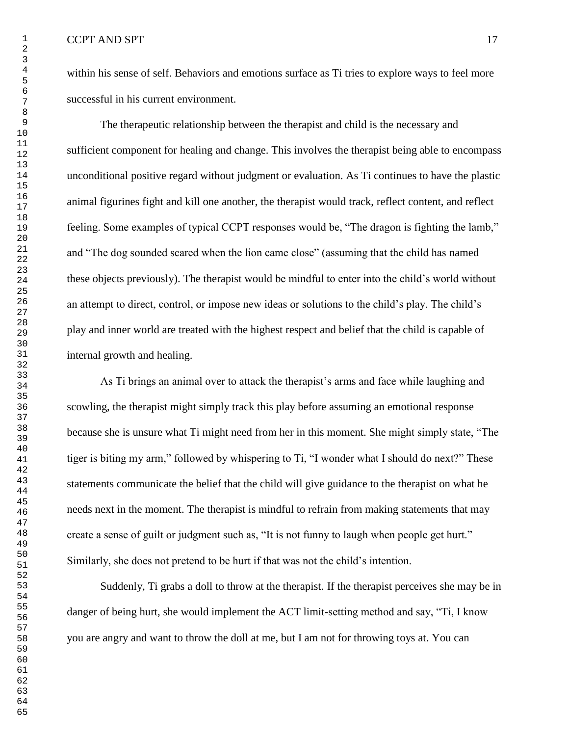within his sense of self. Behaviors and emotions surface as Ti tries to explore ways to feel more successful in his current environment.

The therapeutic relationship between the therapist and child is the necessary and sufficient component for healing and change. This involves the therapist being able to encompass unconditional positive regard without judgment or evaluation. As Ti continues to have the plastic animal figurines fight and kill one another, the therapist would track, reflect content, and reflect feeling. Some examples of typical CCPT responses would be, "The dragon is fighting the lamb," and "The dog sounded scared when the lion came close" (assuming that the child has named these objects previously). The therapist would be mindful to enter into the child's world without an attempt to direct, control, or impose new ideas or solutions to the child's play. The child's play and inner world are treated with the highest respect and belief that the child is capable of internal growth and healing.

As Ti brings an animal over to attack the therapist's arms and face while laughing and scowling, the therapist might simply track this play before assuming an emotional response because she is unsure what Ti might need from her in this moment. She might simply state, "The tiger is biting my arm," followed by whispering to Ti, "I wonder what I should do next?" These statements communicate the belief that the child will give guidance to the therapist on what he needs next in the moment. The therapist is mindful to refrain from making statements that may create a sense of guilt or judgment such as, "It is not funny to laugh when people get hurt." Similarly, she does not pretend to be hurt if that was not the child's intention.

Suddenly, Ti grabs a doll to throw at the therapist. If the therapist perceives she may be in danger of being hurt, she would implement the ACT limit-setting method and say, "Ti, I know you are angry and want to throw the doll at me, but I am not for throwing toys at. You can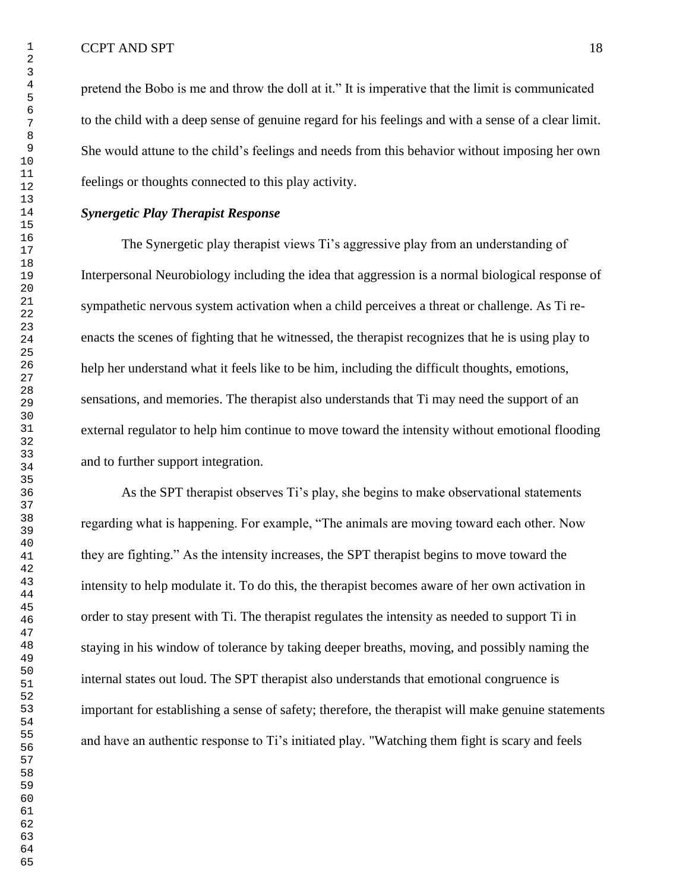pretend the Bobo is me and throw the doll at it." It is imperative that the limit is communicated to the child with a deep sense of genuine regard for his feelings and with a sense of a clear limit. She would attune to the child's feelings and needs from this behavior without imposing her own feelings or thoughts connected to this play activity.

***Synergetic Play Therapist Response***

The Synergetic play therapist views Ti's aggressive play from an understanding of Interpersonal Neurobiology including the idea that aggression is a normal biological response of sympathetic nervous system activation when a child perceives a threat or challenge. As Ti re-enacts the scenes of fighting that he witnessed, the therapist recognizes that he is using play to help her understand what it feels like to be him, including the difficult thoughts, emotions, sensations, and memories. The therapist also understands that Ti may need the support of an external regulator to help him continue to move toward the intensity without emotional flooding and to further support integration.

As the SPT therapist observes Ti's play, she begins to make observational statements regarding what is happening. For example, "The animals are moving toward each other. Now they are fighting." As the intensity increases, the SPT therapist begins to move toward the intensity to help modulate it. To do this, the therapist becomes aware of her own activation in order to stay present with Ti. The therapist regulates the intensity as needed to support Ti in staying in his window of tolerance by taking deeper breaths, moving, and possibly naming the internal states out loud. The SPT therapist also understands that emotional congruence is important for establishing a sense of safety; therefore, the therapist will make genuine statements and have an authentic response to Ti's initiated play. "Watching them fight is scary and feels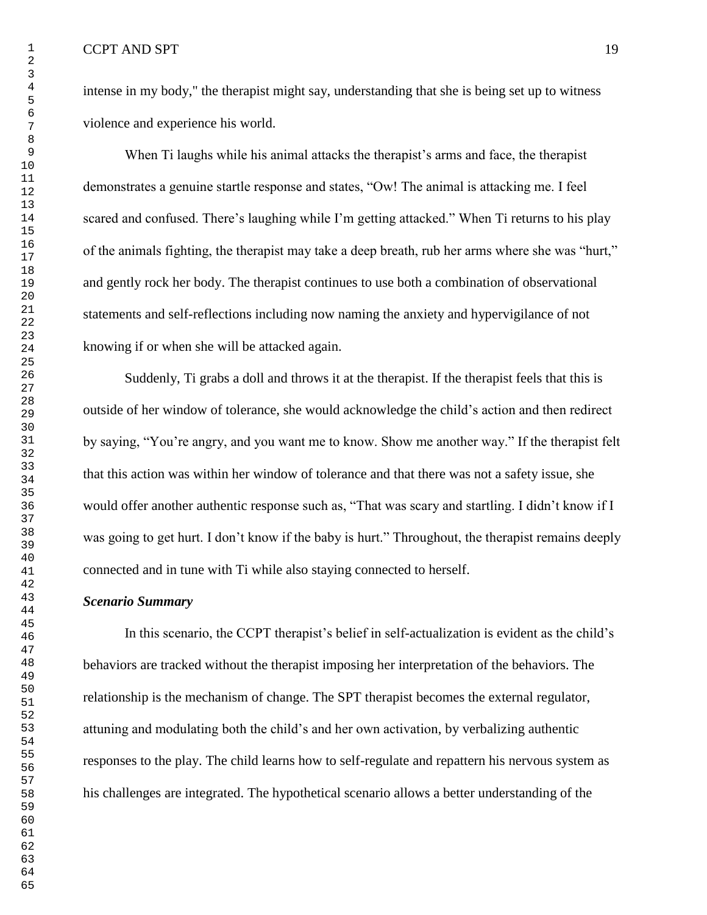intense in my body," the therapist might say, understanding that she is being set up to witness violence and experience his world.

When Ti laughs while his animal attacks the therapist's arms and face, the therapist demonstrates a genuine startle response and states, "Ow! The animal is attacking me. I feel scared and confused. There's laughing while I'm getting attacked." When Ti returns to his play of the animals fighting, the therapist may take a deep breath, rub her arms where she was "hurt," and gently rock her body. The therapist continues to use both a combination of observational statements and self-reflections including now naming the anxiety and hypervigilance of not knowing if or when she will be attacked again.

Suddenly, Ti grabs a doll and throws it at the therapist. If the therapist feels that this is outside of her window of tolerance, she would acknowledge the child's action and then redirect by saying, "You're angry, and you want me to know. Show me another way." If the therapist felt that this action was within her window of tolerance and that there was not a safety issue, she would offer another authentic response such as, "That was scary and startling. I didn't know if I was going to get hurt. I don't know if the baby is hurt." Throughout, the therapist remains deeply connected and in tune with Ti while also staying connected to herself.

### *Scenario Summary*

In this scenario, the CCPT therapist's belief in self-actualization is evident as the child's behaviors are tracked without the therapist imposing her interpretation of the behaviors. The relationship is the mechanism of change. The SPT therapist becomes the external regulator, attuning and modulating both the child's and her own activation, by verbalizing authentic responses to the play. The child learns how to self-regulate and repattern his nervous system as his challenges are integrated. The hypothetical scenario allows a better understanding of the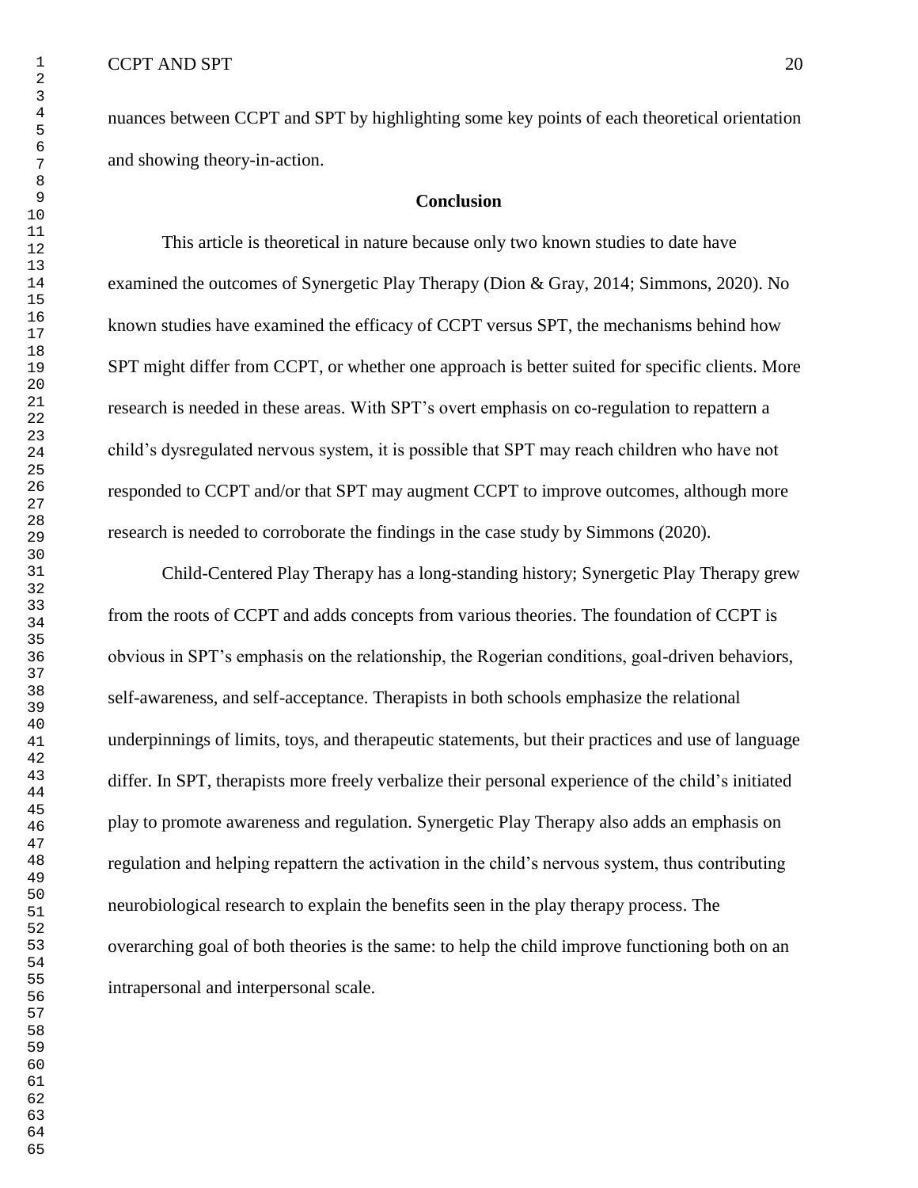nuances between CCPT and SPT by highlighting some key points of each theoretical orientation and showing theory-in-action.

## Conclusion

This article is theoretical in nature because only two known studies to date have examined the outcomes of Synergetic Play Therapy (Dion & Gray, 2014; Simmons, 2020). No known studies have examined the efficacy of CCPT versus SPT, the mechanisms behind how SPT might differ from CCPT, or whether one approach is better suited for specific clients. More research is needed in these areas. With SPT's overt emphasis on co-regulation to repattern a child's dysregulated nervous system, it is possible that SPT may reach children who have not responded to CCPT and/or that SPT may augment CCPT to improve outcomes, although more research is needed to corroborate the findings in the case study by Simmons (2020).

Child-Centered Play Therapy has a long-standing history; Synergetic Play Therapy grew from the roots of CCPT and adds concepts from various theories. The foundation of CCPT is obvious in SPT's emphasis on the relationship, the Rogerian conditions, goal-driven behaviors, self-awareness, and self-acceptance. Therapists in both schools emphasize the relational underpinnings of limits, toys, and therapeutic statements, but their practices and use of language differ. In SPT, therapists more freely verbalize their personal experience of the child's initiated play to promote awareness and regulation. Synergetic Play Therapy also adds an emphasis on regulation and helping repattern the activation in the child's nervous system, thus contributing neurobiological research to explain the benefits seen in the play therapy process. The overarching goal of both theories is the same: to help the child improve functioning both on an intrapersonal and interpersonal scale.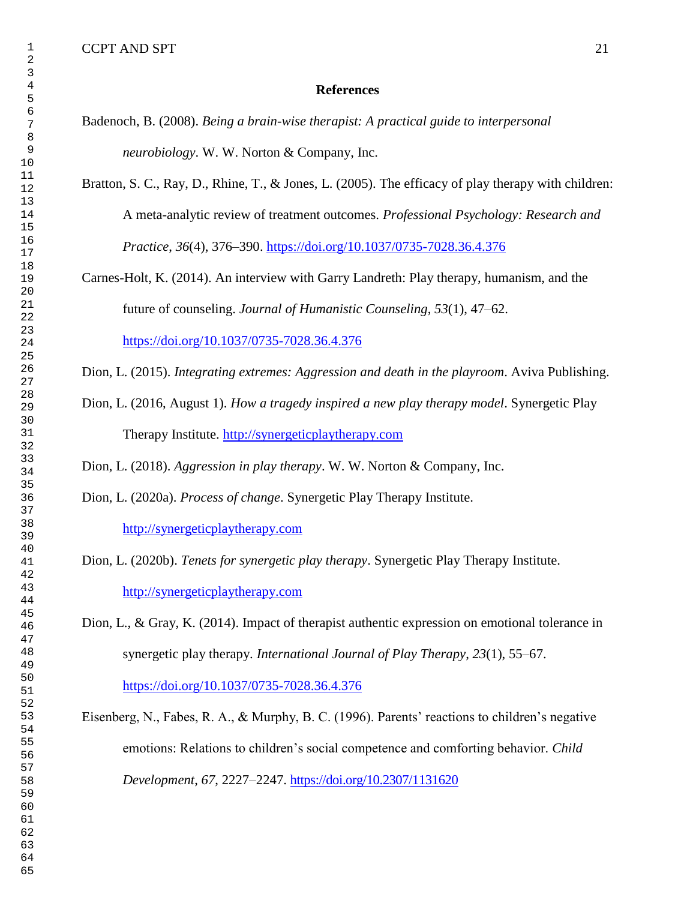# References

Badenoch, B. (2008). *Being a brain-wise therapist: A practical guide to interpersonal neurobiology*. W. W. Norton & Company, Inc.

Bratton, S. C., Ray, D., Rhine, T., & Jones, L. (2005). The efficacy of play therapy with children: A meta-analytic review of treatment outcomes. *Professional Psychology: Research and Practice*, *36*(4), 376–390. https://doi.org/10.1037/0735-7028.36.4.376

Carnes-Holt, K. (2014). An interview with Garry Landreth: Play therapy, humanism, and the future of counseling. *Journal of Humanistic Counseling*, *53*(1), 47–62. https://doi.org/10.1037/0735-7028.36.4.376

Dion, L. (2015). *Integrating extremes: Aggression and death in the playroom*. Aviva Publishing.

Dion, L. (2016, August 1). *How a tragedy inspired a new play therapy model*. Synergetic Play Therapy Institute. http://synergeticplaytherapy.com

Dion, L. (2018). *Aggression in play therapy*. W. W. Norton & Company, Inc.

Dion, L. (2020a). *Process of change*. Synergetic Play Therapy Institute. http://synergeticplaytherapy.com

Dion, L. (2020b). *Tenets for synergetic play therapy*. Synergetic Play Therapy Institute. http://synergeticplaytherapy.com

Dion, L., & Gray, K. (2014). Impact of therapist authentic expression on emotional tolerance in synergetic play therapy. *International Journal of Play Therapy*, *23*(1), 55–67. https://doi.org/10.1037/0735-7028.36.4.376

Eisenberg, N., Fabes, R. A., & Murphy, B. C. (1996). Parents' reactions to children's negative emotions: Relations to children's social competence and comforting behavior. *Child Development*, *67*, 2227–2247. https://doi.org/10.2307/1131620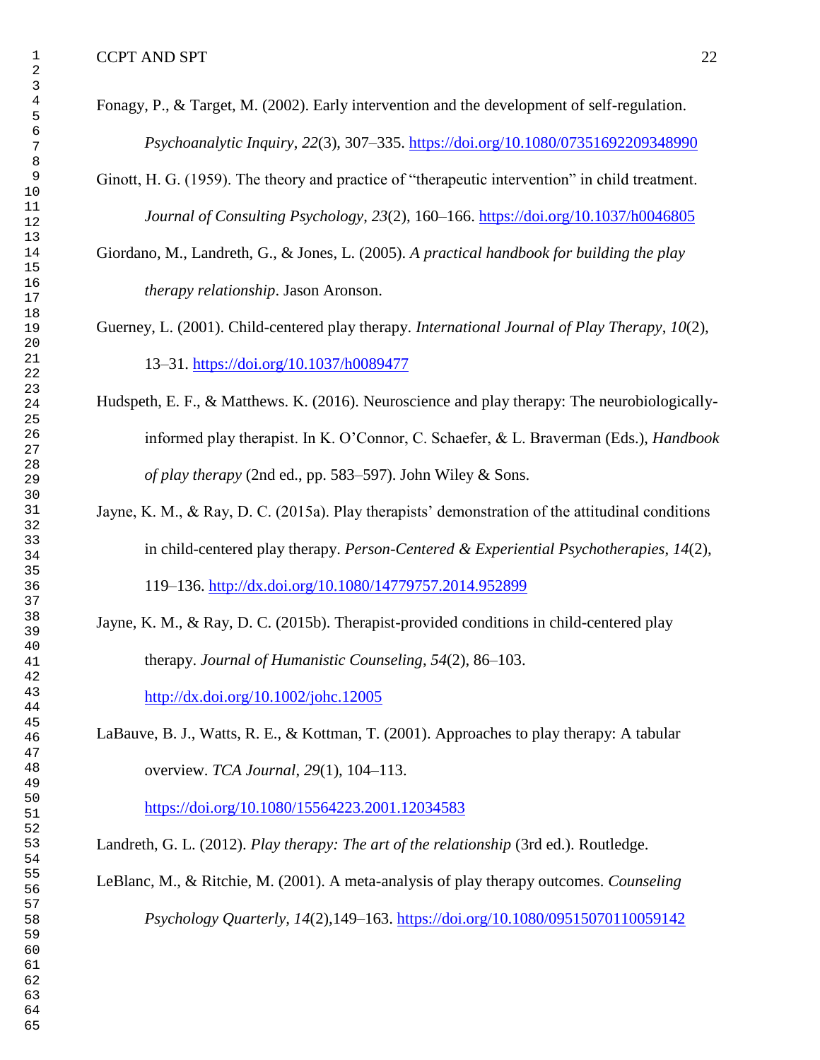Fonagy, P., & Target, M. (2002). Early intervention and the development of self-regulation. *Psychoanalytic Inquiry*, *22*(3), 307–335. https://doi.org/10.1080/07351692209348990

Ginott, H. G. (1959). The theory and practice of "therapeutic intervention" in child treatment. *Journal of Consulting Psychology*, *23*(2), 160–166. https://doi.org/10.1037/h0046805

Giordano, M., Landreth, G., & Jones, L. (2005). *A practical handbook for building the play therapy relationship*. Jason Aronson.

Guerney, L. (2001). Child-centered play therapy. *International Journal of Play Therapy*, *10*(2), 13–31. https://doi.org/10.1037/h0089477

Hudspeth, E. F., & Matthews. K. (2016). Neuroscience and play therapy: The neurobiologically-informed play therapist. In K. O'Connor, C. Schaefer, & L. Braverman (Eds.), *Handbook of play therapy* (2nd ed., pp. 583–597). John Wiley & Sons.

Jayne, K. M., & Ray, D. C. (2015a). Play therapists' demonstration of the attitudinal conditions in child-centered play therapy. *Person-Centered & Experiential Psychotherapies*, *14*(2), 119–136. http://dx.doi.org/10.1080/14779757.2014.952899

Jayne, K. M., & Ray, D. C. (2015b). Therapist-provided conditions in child-centered play therapy. *Journal of Humanistic Counseling*, *54*(2), 86–103. http://dx.doi.org/10.1002/johc.12005

LaBauve, B. J., Watts, R. E., & Kottman, T. (2001). Approaches to play therapy: A tabular overview. *TCA Journal*, *29*(1), 104–113. https://doi.org/10.1080/15564223.2001.12034583

Landreth, G. L. (2012). *Play therapy: The art of the relationship* (3rd ed.). Routledge.

LeBlanc, M., & Ritchie, M. (2001). A meta-analysis of play therapy outcomes. *Counseling Psychology Quarterly*, *14*(2),149–163. https://doi.org/10.1080/09515070110059142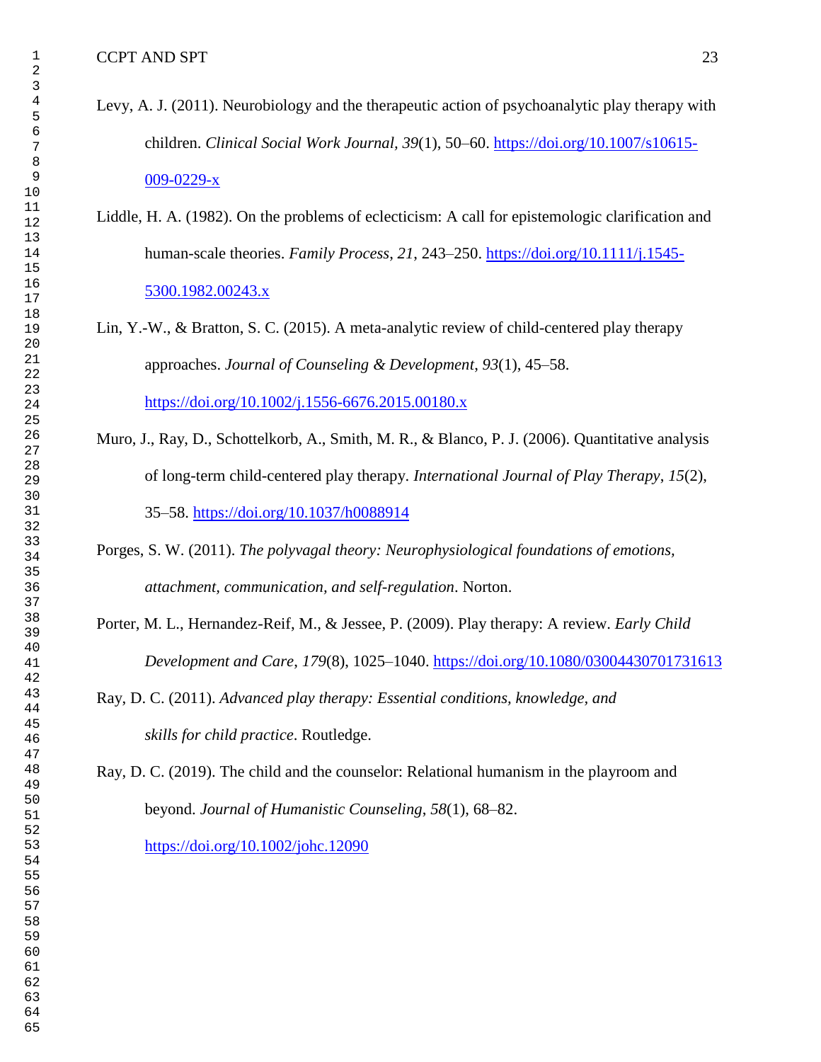Levy, A. J. (2011). Neurobiology and the therapeutic action of psychoanalytic play therapy with children. *Clinical Social Work Journal*, *39*(1), 50–60. https://doi.org/10.1007/s10615-009-0229-x

Liddle, H. A. (1982). On the problems of eclecticism: A call for epistemologic clarification and human-scale theories. *Family Process*, *21*, 243–250. https://doi.org/10.1111/j.1545-5300.1982.00243.x

Lin, Y.-W., & Bratton, S. C. (2015). A meta-analytic review of child-centered play therapy approaches. *Journal of Counseling & Development*, *93*(1), 45–58. https://doi.org/10.1002/j.1556-6676.2015.00180.x

Muro, J., Ray, D., Schottelkorb, A., Smith, M. R., & Blanco, P. J. (2006). Quantitative analysis of long-term child-centered play therapy. *International Journal of Play Therapy*, *15*(2), 35–58. https://doi.org/10.1037/h0088914

Porges, S. W. (2011). *The polyvagal theory: Neurophysiological foundations of emotions, attachment, communication, and self-regulation*. Norton.

Porter, M. L., Hernandez-Reif, M., & Jessee, P. (2009). Play therapy: A review. *Early Child Development and Care*, *179*(8), 1025–1040. https://doi.org/10.1080/03004430701731613

Ray, D. C. (2011). *Advanced play therapy: Essential conditions, knowledge, and skills for child practice*. Routledge.

Ray, D. C. (2019). The child and the counselor: Relational humanism in the playroom and beyond. *Journal of Humanistic Counseling*, *58*(1), 68–82. https://doi.org/10.1002/johc.12090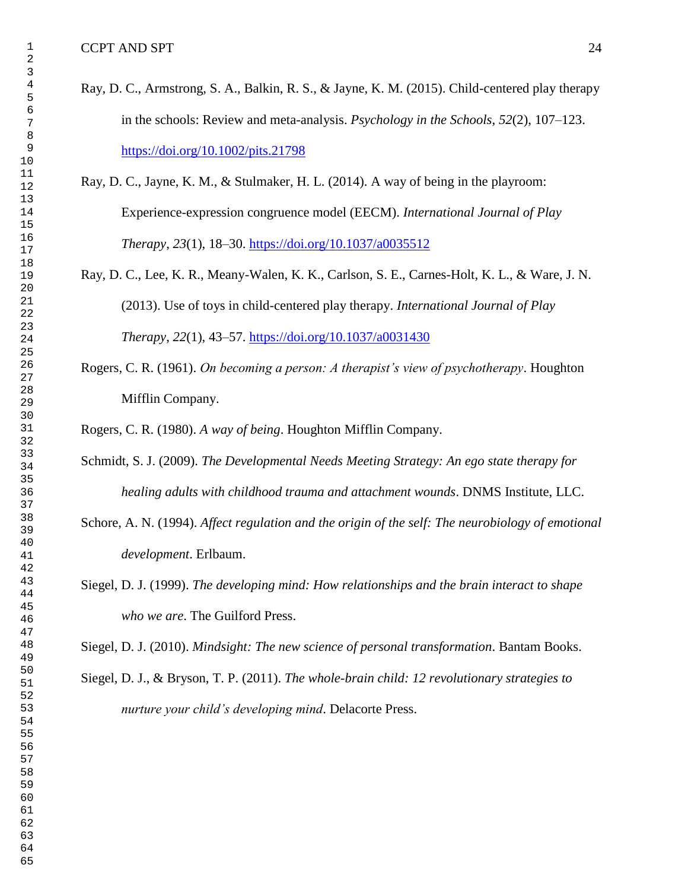Ray, D. C., Armstrong, S. A., Balkin, R. S., & Jayne, K. M. (2015). Child-centered play therapy in the schools: Review and meta-analysis. *Psychology in the Schools*, *52*(2), 107–123. https://doi.org/10.1002/pits.21798

Ray, D. C., Jayne, K. M., & Stulmaker, H. L. (2014). A way of being in the playroom: Experience-expression congruence model (EECM). *International Journal of Play Therapy*, *23*(1), 18–30. https://doi.org/10.1037/a0035512

Ray, D. C., Lee, K. R., Meany-Walen, K. K., Carlson, S. E., Carnes-Holt, K. L., & Ware, J. N. (2013). Use of toys in child-centered play therapy. *International Journal of Play Therapy*, *22*(1), 43–57. https://doi.org/10.1037/a0031430

Rogers, C. R. (1961). *On becoming a person: A therapist's view of psychotherapy*. Houghton Mifflin Company.

Rogers, C. R. (1980). *A way of being*. Houghton Mifflin Company.

Schmidt, S. J. (2009). *The Developmental Needs Meeting Strategy: An ego state therapy for healing adults with childhood trauma and attachment wounds*. DNMS Institute, LLC.

Schore, A. N. (1994). *Affect regulation and the origin of the self: The neurobiology of emotional development*. Erlbaum.

Siegel, D. J. (1999). *The developing mind: How relationships and the brain interact to shape who we are*. The Guilford Press.

Siegel, D. J. (2010). *Mindsight: The new science of personal transformation*. Bantam Books.

Siegel, D. J., & Bryson, T. P. (2011). *The whole-brain child: 12 revolutionary strategies to nurture your child's developing mind*. Delacorte Press.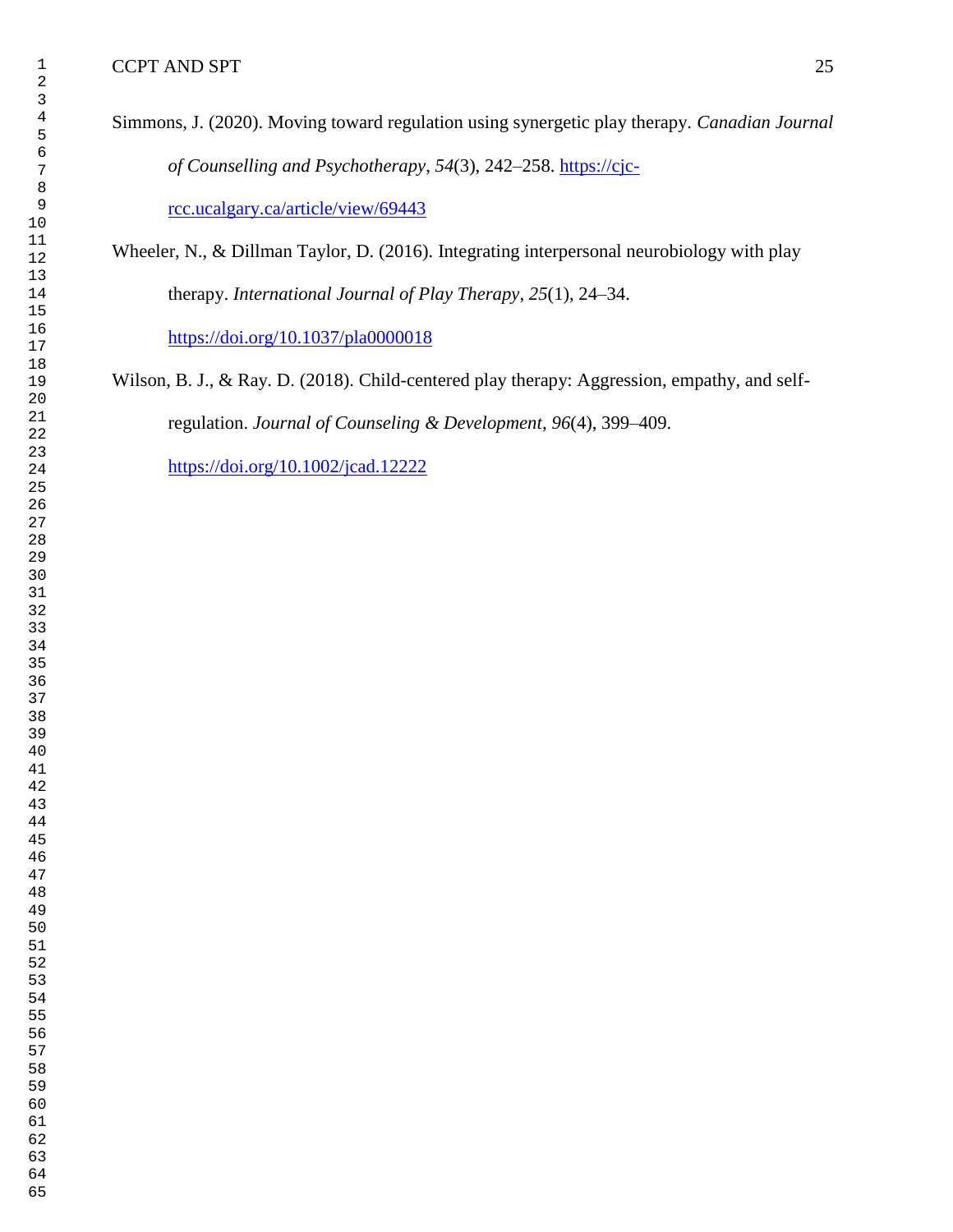Simmons, J. (2020). Moving toward regulation using synergetic play therapy. *Canadian Journal of Counselling and Psychotherapy*, *54*(3), 242–258. https://cjc-rcc.ucalgary.ca/article/view/69443

Wheeler, N., & Dillman Taylor, D. (2016). Integrating interpersonal neurobiology with play therapy. *International Journal of Play Therapy*, *25*(1), 24–34. https://doi.org/10.1037/pla0000018

Wilson, B. J., & Ray. D. (2018). Child-centered play therapy: Aggression, empathy, and self-regulation. *Journal of Counseling & Development*, *96*(4), 399–409. https://doi.org/10.1002/jcad.12222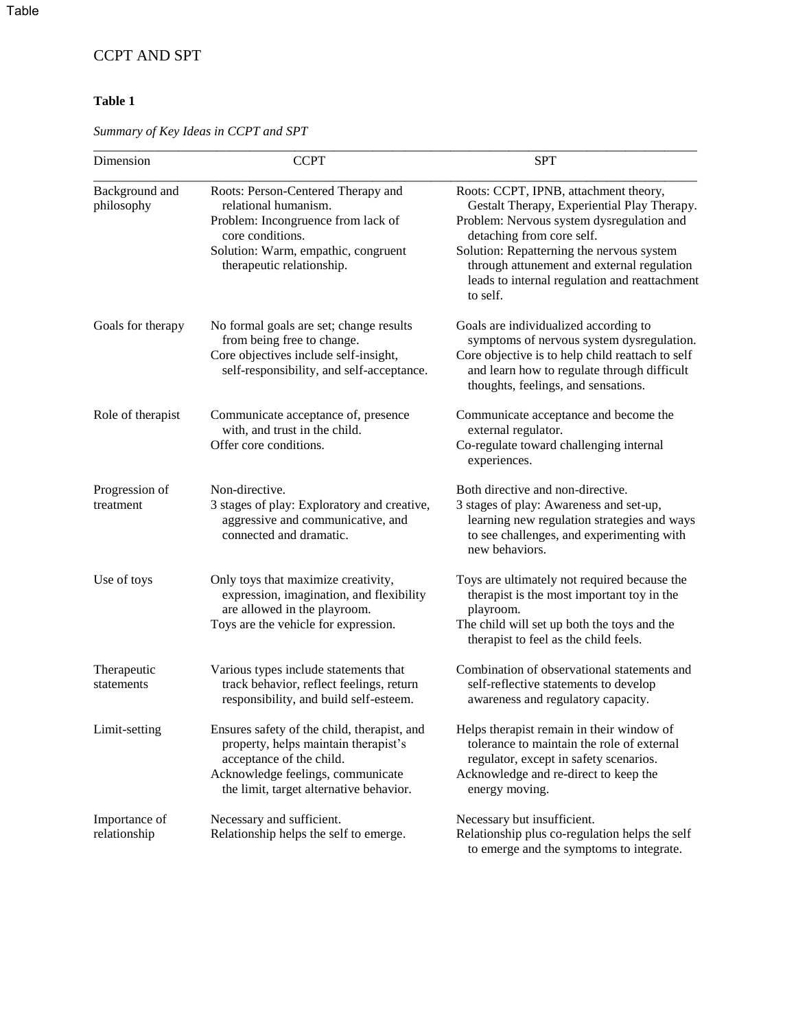**Table 1**

*Summary of Key Ideas in CCPT and SPT*

| Dimension | CCPT | SPT |
|---|---|---|
| Background and philosophy | Roots: Person-Centered Therapy and relational humanism.<br>Problem: Incongruence from lack of core conditions.<br>Solution: Warm, empathic, congruent therapeutic relationship. | Roots: CCPT, IPNB, attachment theory, Gestalt Therapy, Experiential Play Therapy.<br>Problem: Nervous system dysregulation and detaching from core self.<br>Solution: Repatterning the nervous system through attunement and external regulation leads to internal regulation and reattachment to self. |
| Goals for therapy | No formal goals are set; change results from being free to change.<br>Core objectives include self-insight, self-responsibility, and self-acceptance. | Goals are individualized according to symptoms of nervous system dysregulation.<br>Core objective is to help child reattach to self and learn how to regulate through difficult thoughts, feelings, and sensations. |
| Role of therapist | Communicate acceptance of, presence with, and trust in the child.<br>Offer core conditions. | Communicate acceptance and become the external regulator.<br>Co-regulate toward challenging internal experiences. |
| Progression of treatment | Non-directive.<br>3 stages of play: Exploratory and creative, aggressive and communicative, and connected and dramatic. | Both directive and non-directive.<br>3 stages of play: Awareness and set-up, learning new regulation strategies and ways to see challenges, and experimenting with new behaviors. |
| Use of toys | Only toys that maximize creativity, expression, imagination, and flexibility are allowed in the playroom.<br>Toys are the vehicle for expression. | Toys are ultimately not required because the therapist is the most important toy in the playroom.<br>The child will set up both the toys and the therapist to feel as the child feels. |
| Therapeutic statements | Various types include statements that track behavior, reflect feelings, return responsibility, and build self-esteem. | Combination of observational statements and self-reflective statements to develop awareness and regulatory capacity. |
| Limit-setting | Ensures safety of the child, therapist, and property, helps maintain therapist's acceptance of the child.<br>Acknowledge feelings, communicate the limit, target alternative behavior. | Helps therapist remain in their window of tolerance to maintain the role of external regulator, except in safety scenarios.<br>Acknowledge and re-direct to keep the energy moving. |
| Importance of relationship | Necessary and sufficient.<br>Relationship helps the self to emerge. | Necessary but insufficient.<br>Relationship plus co-regulation helps the self to emerge and the symptoms to integrate. |